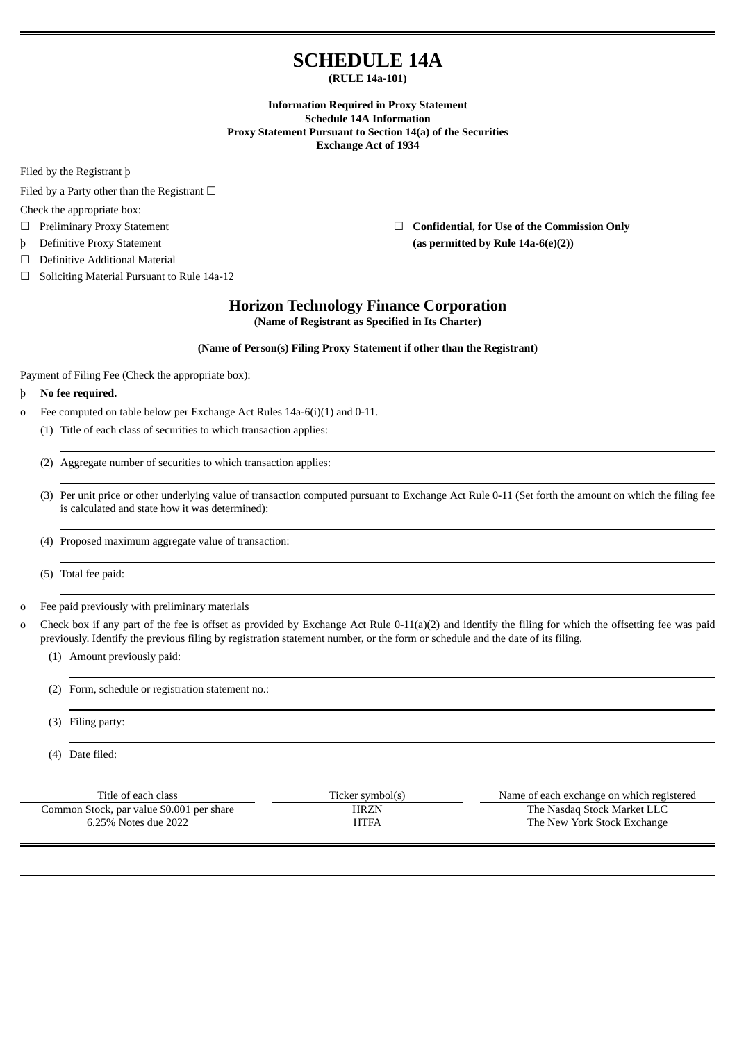# SCHEDULE 14A

**(RULE 14a-101)**

**Information Required in Proxy Statement**
**Schedule 14A Information**
**Proxy Statement Pursuant to Section 14(a) of the Securities Exchange Act of 1934**

Filed by the Registrant þ

Filed by a Party other than the Registrant ☐

Check the appropriate box:

☐ Preliminary Proxy Statement

☐ **Confidential, for Use of the Commission Only (as permitted by Rule 14a-6(e)(2))**

þ Definitive Proxy Statement

☐ Definitive Additional Material

☐ Soliciting Material Pursuant to Rule 14a-12

## Horizon Technology Finance Corporation

**(Name of Registrant as Specified in Its Charter)**

**(Name of Person(s) Filing Proxy Statement if other than the Registrant)**

Payment of Filing Fee (Check the appropriate box):

þ **No fee required.**

o Fee computed on table below per Exchange Act Rules 14a-6(i)(1) and 0-11.

(1) Title of each class of securities to which transaction applies:

(2) Aggregate number of securities to which transaction applies:

(3) Per unit price or other underlying value of transaction computed pursuant to Exchange Act Rule 0-11 (Set forth the amount on which the filing fee is calculated and state how it was determined):

(4) Proposed maximum aggregate value of transaction:

(5) Total fee paid:

o Fee paid previously with preliminary materials

o Check box if any part of the fee is offset as provided by Exchange Act Rule 0-11(a)(2) and identify the filing for which the offsetting fee was paid previously. Identify the previous filing by registration statement number, or the form or schedule and the date of its filing.

(1) Amount previously paid:

(2) Form, schedule or registration statement no.:

(3) Filing party:

(4) Date filed:

| Title of each class | Ticker symbol(s) | Name of each exchange on which registered |
| --- | --- | --- |
| Common Stock, par value $0.001 per share | HRZN | The Nasdaq Stock Market LLC |
| 6.25% Notes due 2022 | HTFA | The New York Stock Exchange |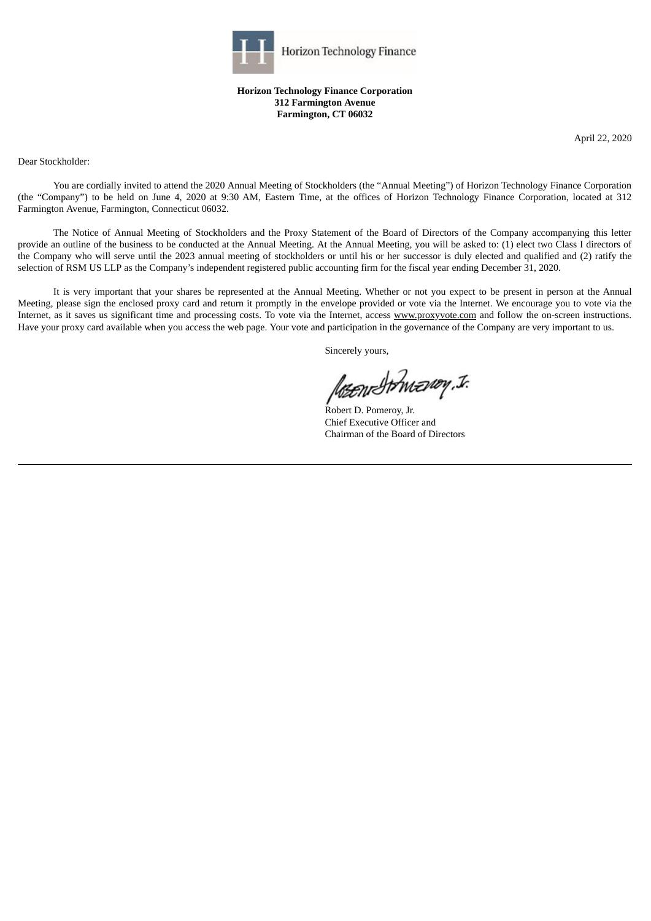**Horizon Technology Finance Corporation**
**312 Farmington Avenue**
**Farmington, CT 06032**

April 22, 2020

Dear Stockholder:

You are cordially invited to attend the 2020 Annual Meeting of Stockholders (the "Annual Meeting") of Horizon Technology Finance Corporation (the "Company") to be held on June 4, 2020 at 9:30 AM, Eastern Time, at the offices of Horizon Technology Finance Corporation, located at 312 Farmington Avenue, Farmington, Connecticut 06032.

The Notice of Annual Meeting of Stockholders and the Proxy Statement of the Board of Directors of the Company accompanying this letter provide an outline of the business to be conducted at the Annual Meeting. At the Annual Meeting, you will be asked to: (1) elect two Class I directors of the Company who will serve until the 2023 annual meeting of stockholders or until his or her successor is duly elected and qualified and (2) ratify the selection of RSM US LLP as the Company's independent registered public accounting firm for the fiscal year ending December 31, 2020.

It is very important that your shares be represented at the Annual Meeting. Whether or not you expect to be present in person at the Annual Meeting, please sign the enclosed proxy card and return it promptly in the envelope provided or vote via the Internet. We encourage you to vote via the Internet, as it saves us significant time and processing costs. To vote via the Internet, access www.proxyvote.com and follow the on-screen instructions. Have your proxy card available when you access the web page. Your vote and participation in the governance of the Company are very important to us.

Sincerely yours,

Robert D. Pomeroy, Jr.
Chief Executive Officer and
Chairman of the Board of Directors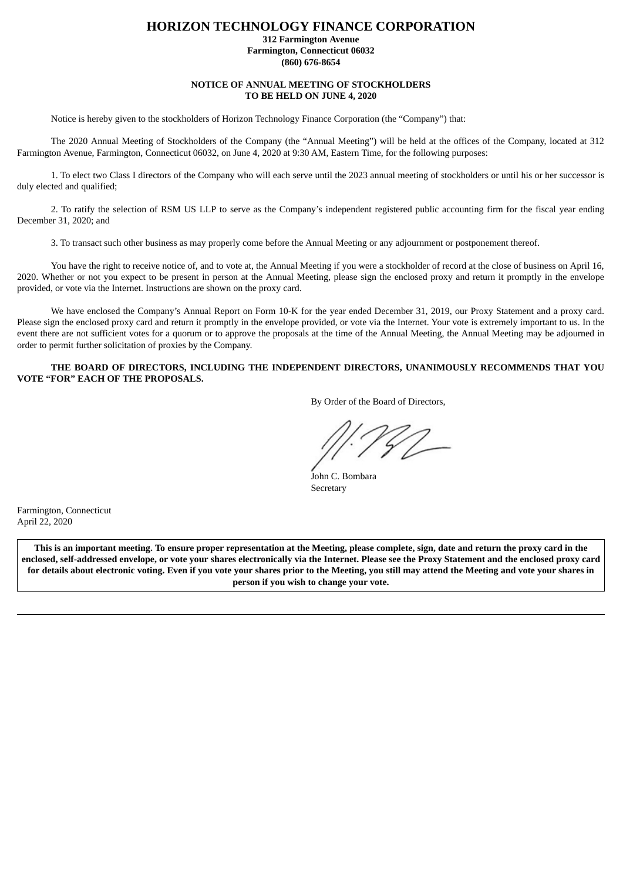# HORIZON TECHNOLOGY FINANCE CORPORATION

**312 Farmington Avenue**
**Farmington, Connecticut 06032**
**(860) 676-8654**

**NOTICE OF ANNUAL MEETING OF STOCKHOLDERS**
**TO BE HELD ON JUNE 4, 2020**

Notice is hereby given to the stockholders of Horizon Technology Finance Corporation (the "Company") that:

The 2020 Annual Meeting of Stockholders of the Company (the "Annual Meeting") will be held at the offices of the Company, located at 312 Farmington Avenue, Farmington, Connecticut 06032, on June 4, 2020 at 9:30 AM, Eastern Time, for the following purposes:

1. To elect two Class I directors of the Company who will each serve until the 2023 annual meeting of stockholders or until his or her successor is duly elected and qualified;

2. To ratify the selection of RSM US LLP to serve as the Company's independent registered public accounting firm for the fiscal year ending December 31, 2020; and

3. To transact such other business as may properly come before the Annual Meeting or any adjournment or postponement thereof.

You have the right to receive notice of, and to vote at, the Annual Meeting if you were a stockholder of record at the close of business on April 16, 2020. Whether or not you expect to be present in person at the Annual Meeting, please sign the enclosed proxy and return it promptly in the envelope provided, or vote via the Internet. Instructions are shown on the proxy card.

We have enclosed the Company's Annual Report on Form 10-K for the year ended December 31, 2019, our Proxy Statement and a proxy card. Please sign the enclosed proxy card and return it promptly in the envelope provided, or vote via the Internet. Your vote is extremely important to us. In the event there are not sufficient votes for a quorum or to approve the proposals at the time of the Annual Meeting, the Annual Meeting may be adjourned in order to permit further solicitation of proxies by the Company.

**THE BOARD OF DIRECTORS, INCLUDING THE INDEPENDENT DIRECTORS, UNANIMOUSLY RECOMMENDS THAT YOU VOTE "FOR" EACH OF THE PROPOSALS.**

By Order of the Board of Directors,

John C. Bombara
Secretary

Farmington, Connecticut
April 22, 2020

**This is an important meeting. To ensure proper representation at the Meeting, please complete, sign, date and return the proxy card in the enclosed, self-addressed envelope, or vote your shares electronically via the Internet. Please see the Proxy Statement and the enclosed proxy card for details about electronic voting. Even if you vote your shares prior to the Meeting, you still may attend the Meeting and vote your shares in person if you wish to change your vote.**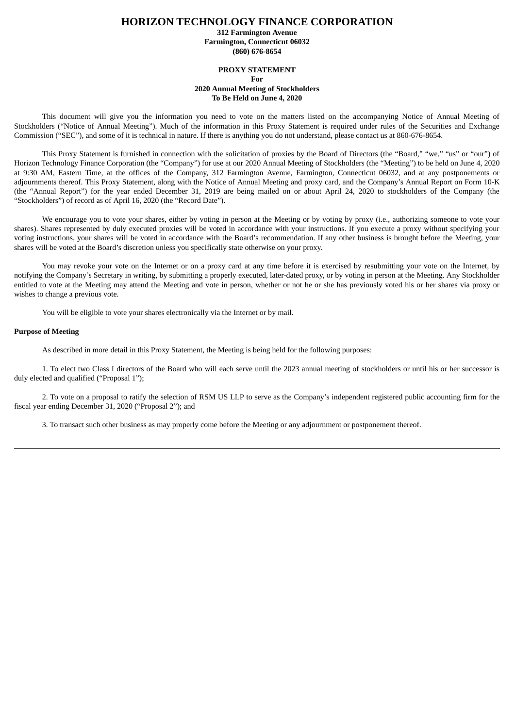# HORIZON TECHNOLOGY FINANCE CORPORATION

**312 Farmington Avenue**
**Farmington, Connecticut 06032**
**(860) 676-8654**

**PROXY STATEMENT**
**For**
**2020 Annual Meeting of Stockholders**
**To Be Held on June 4, 2020**

This document will give you the information you need to vote on the matters listed on the accompanying Notice of Annual Meeting of Stockholders ("Notice of Annual Meeting"). Much of the information in this Proxy Statement is required under rules of the Securities and Exchange Commission ("SEC"), and some of it is technical in nature. If there is anything you do not understand, please contact us at 860-676-8654.

This Proxy Statement is furnished in connection with the solicitation of proxies by the Board of Directors (the "Board," "we," "us" or "our") of Horizon Technology Finance Corporation (the "Company") for use at our 2020 Annual Meeting of Stockholders (the "Meeting") to be held on June 4, 2020 at 9:30 AM, Eastern Time, at the offices of the Company, 312 Farmington Avenue, Farmington, Connecticut 06032, and at any postponements or adjournments thereof. This Proxy Statement, along with the Notice of Annual Meeting and proxy card, and the Company's Annual Report on Form 10-K (the "Annual Report") for the year ended December 31, 2019 are being mailed on or about April 24, 2020 to stockholders of the Company (the "Stockholders") of record as of April 16, 2020 (the "Record Date").

We encourage you to vote your shares, either by voting in person at the Meeting or by voting by proxy (i.e., authorizing someone to vote your shares). Shares represented by duly executed proxies will be voted in accordance with your instructions. If you execute a proxy without specifying your voting instructions, your shares will be voted in accordance with the Board's recommendation. If any other business is brought before the Meeting, your shares will be voted at the Board's discretion unless you specifically state otherwise on your proxy.

You may revoke your vote on the Internet or on a proxy card at any time before it is exercised by resubmitting your vote on the Internet, by notifying the Company's Secretary in writing, by submitting a properly executed, later-dated proxy, or by voting in person at the Meeting. Any Stockholder entitled to vote at the Meeting may attend the Meeting and vote in person, whether or not he or she has previously voted his or her shares via proxy or wishes to change a previous vote.

You will be eligible to vote your shares electronically via the Internet or by mail.

**Purpose of Meeting**

As described in more detail in this Proxy Statement, the Meeting is being held for the following purposes:

1. To elect two Class I directors of the Board who will each serve until the 2023 annual meeting of stockholders or until his or her successor is duly elected and qualified ("Proposal 1");

2. To vote on a proposal to ratify the selection of RSM US LLP to serve as the Company's independent registered public accounting firm for the fiscal year ending December 31, 2020 ("Proposal 2"); and

3. To transact such other business as may properly come before the Meeting or any adjournment or postponement thereof.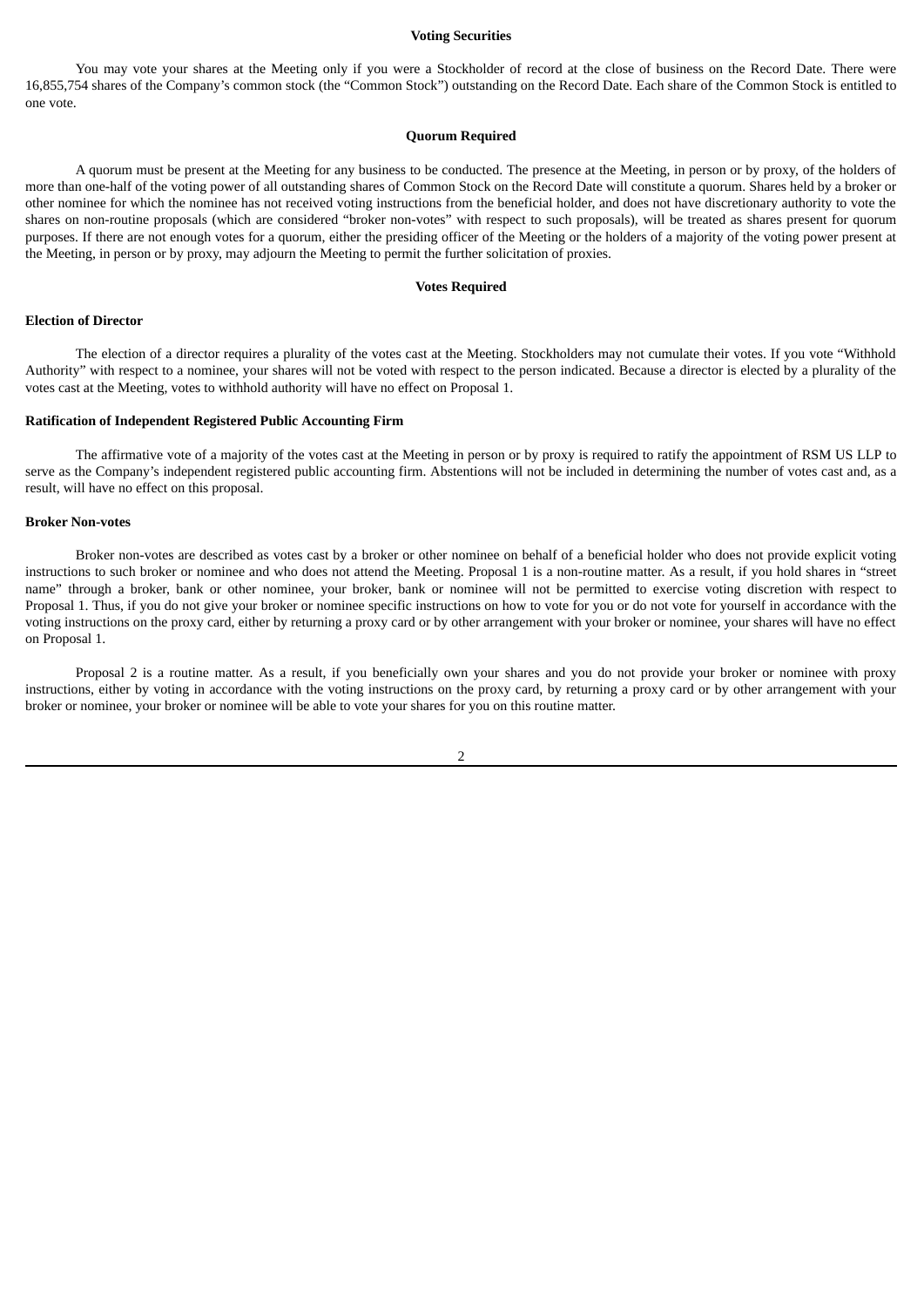### Voting Securities

You may vote your shares at the Meeting only if you were a Stockholder of record at the close of business on the Record Date. There were 16,855,754 shares of the Company's common stock (the "Common Stock") outstanding on the Record Date. Each share of the Common Stock is entitled to one vote.

### Quorum Required

A quorum must be present at the Meeting for any business to be conducted. The presence at the Meeting, in person or by proxy, of the holders of more than one-half of the voting power of all outstanding shares of Common Stock on the Record Date will constitute a quorum. Shares held by a broker or other nominee for which the nominee has not received voting instructions from the beneficial holder, and does not have discretionary authority to vote the shares on non-routine proposals (which are considered "broker non-votes" with respect to such proposals), will be treated as shares present for quorum purposes. If there are not enough votes for a quorum, either the presiding officer of the Meeting or the holders of a majority of the voting power present at the Meeting, in person or by proxy, may adjourn the Meeting to permit the further solicitation of proxies.

### Votes Required

**Election of Director**

The election of a director requires a plurality of the votes cast at the Meeting. Stockholders may not cumulate their votes. If you vote "Withhold Authority" with respect to a nominee, your shares will not be voted with respect to the person indicated. Because a director is elected by a plurality of the votes cast at the Meeting, votes to withhold authority will have no effect on Proposal 1.

**Ratification of Independent Registered Public Accounting Firm**

The affirmative vote of a majority of the votes cast at the Meeting in person or by proxy is required to ratify the appointment of RSM US LLP to serve as the Company's independent registered public accounting firm. Abstentions will not be included in determining the number of votes cast and, as a result, will have no effect on this proposal.

**Broker Non-votes**

Broker non-votes are described as votes cast by a broker or other nominee on behalf of a beneficial holder who does not provide explicit voting instructions to such broker or nominee and who does not attend the Meeting. Proposal 1 is a non-routine matter. As a result, if you hold shares in "street name" through a broker, bank or other nominee, your broker, bank or nominee will not be permitted to exercise voting discretion with respect to Proposal 1. Thus, if you do not give your broker or nominee specific instructions on how to vote for you or do not vote for yourself in accordance with the voting instructions on the proxy card, either by returning a proxy card or by other arrangement with your broker or nominee, your shares will have no effect on Proposal 1.

Proposal 2 is a routine matter. As a result, if you beneficially own your shares and you do not provide your broker or nominee with proxy instructions, either by voting in accordance with the voting instructions on the proxy card, by returning a proxy card or by other arrangement with your broker or nominee, your broker or nominee will be able to vote your shares for you on this routine matter.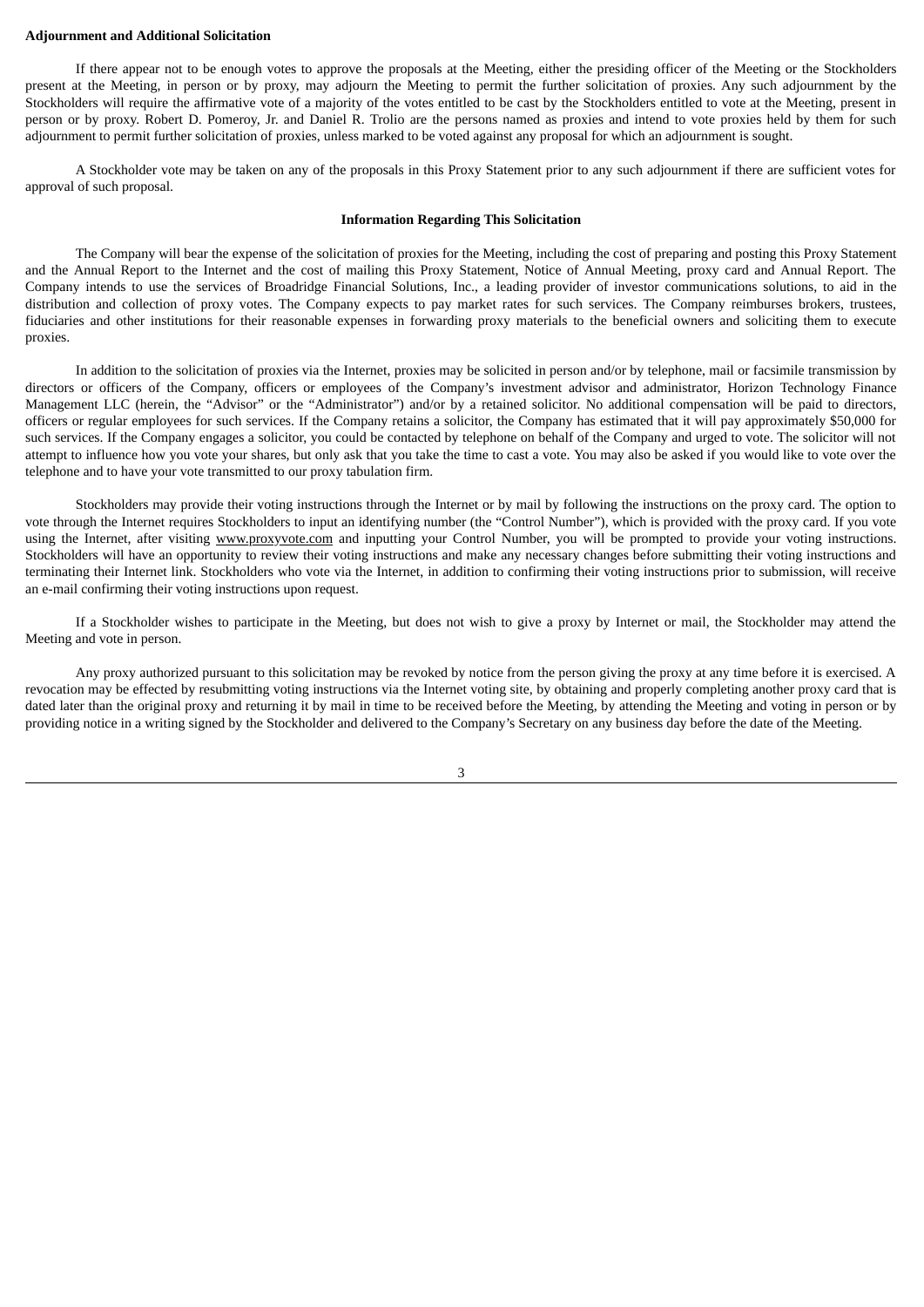**Adjournment and Additional Solicitation**

If there appear not to be enough votes to approve the proposals at the Meeting, either the presiding officer of the Meeting or the Stockholders present at the Meeting, in person or by proxy, may adjourn the Meeting to permit the further solicitation of proxies. Any such adjournment by the Stockholders will require the affirmative vote of a majority of the votes entitled to be cast by the Stockholders entitled to vote at the Meeting, present in person or by proxy. Robert D. Pomeroy, Jr. and Daniel R. Trolio are the persons named as proxies and intend to vote proxies held by them for such adjournment to permit further solicitation of proxies, unless marked to be voted against any proposal for which an adjournment is sought.

A Stockholder vote may be taken on any of the proposals in this Proxy Statement prior to any such adjournment if there are sufficient votes for approval of such proposal.

**Information Regarding This Solicitation**

The Company will bear the expense of the solicitation of proxies for the Meeting, including the cost of preparing and posting this Proxy Statement and the Annual Report to the Internet and the cost of mailing this Proxy Statement, Notice of Annual Meeting, proxy card and Annual Report. The Company intends to use the services of Broadridge Financial Solutions, Inc., a leading provider of investor communications solutions, to aid in the distribution and collection of proxy votes. The Company expects to pay market rates for such services. The Company reimburses brokers, trustees, fiduciaries and other institutions for their reasonable expenses in forwarding proxy materials to the beneficial owners and soliciting them to execute proxies.

In addition to the solicitation of proxies via the Internet, proxies may be solicited in person and/or by telephone, mail or facsimile transmission by directors or officers of the Company, officers or employees of the Company's investment advisor and administrator, Horizon Technology Finance Management LLC (herein, the "Advisor" or the "Administrator") and/or by a retained solicitor. No additional compensation will be paid to directors, officers or regular employees for such services. If the Company retains a solicitor, the Company has estimated that it will pay approximately $50,000 for such services. If the Company engages a solicitor, you could be contacted by telephone on behalf of the Company and urged to vote. The solicitor will not attempt to influence how you vote your shares, but only ask that you take the time to cast a vote. You may also be asked if you would like to vote over the telephone and to have your vote transmitted to our proxy tabulation firm.

Stockholders may provide their voting instructions through the Internet or by mail by following the instructions on the proxy card. The option to vote through the Internet requires Stockholders to input an identifying number (the "Control Number"), which is provided with the proxy card. If you vote using the Internet, after visiting www.proxyvote.com and inputting your Control Number, you will be prompted to provide your voting instructions. Stockholders will have an opportunity to review their voting instructions and make any necessary changes before submitting their voting instructions and terminating their Internet link. Stockholders who vote via the Internet, in addition to confirming their voting instructions prior to submission, will receive an e-mail confirming their voting instructions upon request.

If a Stockholder wishes to participate in the Meeting, but does not wish to give a proxy by Internet or mail, the Stockholder may attend the Meeting and vote in person.

Any proxy authorized pursuant to this solicitation may be revoked by notice from the person giving the proxy at any time before it is exercised. A revocation may be effected by resubmitting voting instructions via the Internet voting site, by obtaining and properly completing another proxy card that is dated later than the original proxy and returning it by mail in time to be received before the Meeting, by attending the Meeting and voting in person or by providing notice in a writing signed by the Stockholder and delivered to the Company's Secretary on any business day before the date of the Meeting.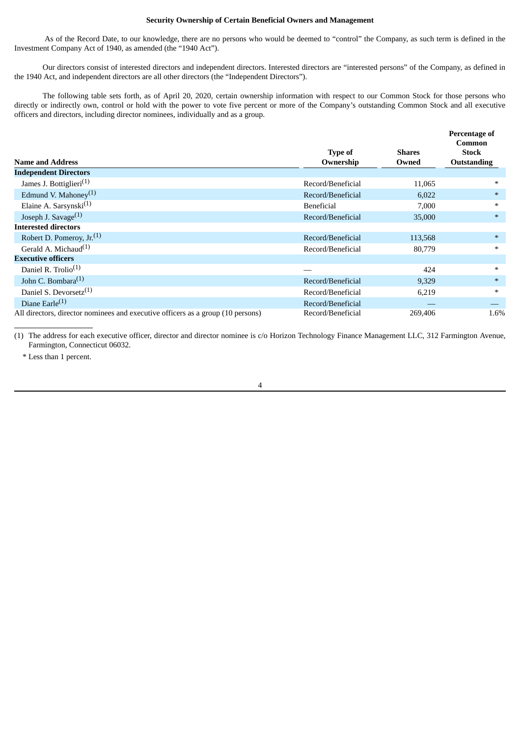### Security Ownership of Certain Beneficial Owners and Management

As of the Record Date, to our knowledge, there are no persons who would be deemed to "control" the Company, as such term is defined in the Investment Company Act of 1940, as amended (the "1940 Act").

Our directors consist of interested directors and independent directors. Interested directors are "interested persons" of the Company, as defined in the 1940 Act, and independent directors are all other directors (the "Independent Directors").

The following table sets forth, as of April 20, 2020, certain ownership information with respect to our Common Stock for those persons who directly or indirectly own, control or hold with the power to vote five percent or more of the Company's outstanding Common Stock and all executive officers and directors, including director nominees, individually and as a group.

| Name and Address | Type of Ownership | Shares Owned | Percentage of Common Stock Outstanding |
|---|---|---|---|
| **Independent Directors** | | | |
| James J. Bottiglieri[(1)] | Record/Beneficial | 11,065 | * |
| Edmund V. Mahoney[(1)] | Record/Beneficial | 6,022 | * |
| Elaine A. Sarsynski[(1)] | Beneficial | 7,000 | * |
| Joseph J. Savage[(1)] | Record/Beneficial | 35,000 | * |
| **Interested directors** | | | |
| Robert D. Pomeroy, Jr.[(1)] | Record/Beneficial | 113,568 | * |
| Gerald A. Michaud[(1)] | Record/Beneficial | 80,779 | * |
| **Executive officers** | | | |
| Daniel R. Trolio[(1)] | — | 424 | * |
| John C. Bombara[(1)] | Record/Beneficial | 9,329 | * |
| Daniel S. Devorsetz[(1)] | Record/Beneficial | 6,219 | * |
| Diane Earle[(1)] | Record/Beneficial | — | — |
| All directors, director nominees and executive officers as a group (10 persons) | Record/Beneficial | 269,406 | 1.6% |

(1) The address for each executive officer, director and director nominee is c/o Horizon Technology Finance Management LLC, 312 Farmington Avenue, Farmington, Connecticut 06032.

\* Less than 1 percent.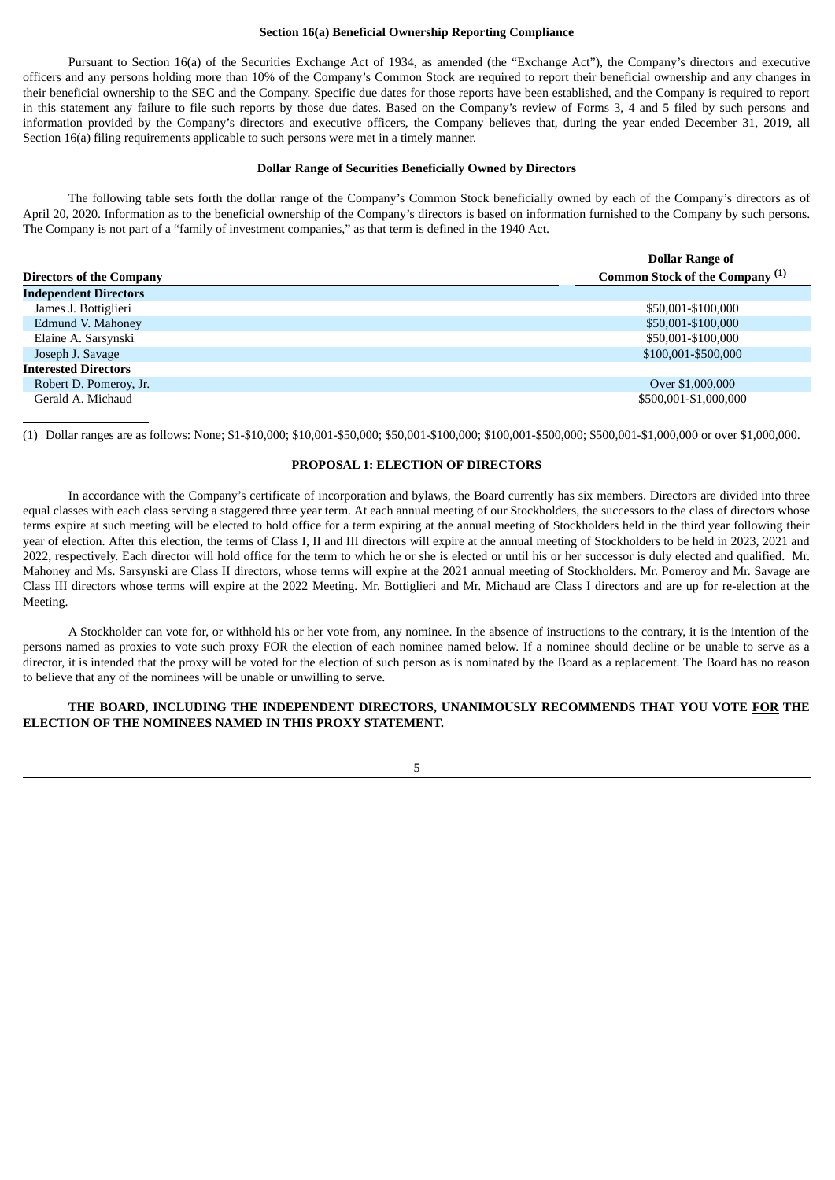**Section 16(a) Beneficial Ownership Reporting Compliance**

Pursuant to Section 16(a) of the Securities Exchange Act of 1934, as amended (the "Exchange Act"), the Company's directors and executive officers and any persons holding more than 10% of the Company's Common Stock are required to report their beneficial ownership and any changes in their beneficial ownership to the SEC and the Company. Specific due dates for those reports have been established, and the Company is required to report in this statement any failure to file such reports by those due dates. Based on the Company's review of Forms 3, 4 and 5 filed by such persons and information provided by the Company's directors and executive officers, the Company believes that, during the year ended December 31, 2019, all Section 16(a) filing requirements applicable to such persons were met in a timely manner.

**Dollar Range of Securities Beneficially Owned by Directors**

The following table sets forth the dollar range of the Company's Common Stock beneficially owned by each of the Company's directors as of April 20, 2020. Information as to the beneficial ownership of the Company's directors is based on information furnished to the Company by such persons. The Company is not part of a "family of investment companies," as that term is defined in the 1940 Act.

| Directors of the Company | Dollar Range of Common Stock of the Company [(1)] |
|---|---|
| **Independent Directors** | |
| James J. Bottiglieri | \$50,001-\$100,000 |
| Edmund V. Mahoney | \$50,001-\$100,000 |
| Elaine A. Sarsynski | \$50,001-\$100,000 |
| Joseph J. Savage | \$100,001-\$500,000 |
| **Interested Directors** | |
| Robert D. Pomeroy, Jr. | Over \$1,000,000 |
| Gerald A. Michaud | \$500,001-\$1,000,000 |

(1) Dollar ranges are as follows: None; \$1-\$10,000; \$10,001-\$50,000; \$50,001-\$100,000; \$100,001-\$500,000; \$500,001-\$1,000,000 or over \$1,000,000.

**PROPOSAL 1: ELECTION OF DIRECTORS**

In accordance with the Company's certificate of incorporation and bylaws, the Board currently has six members. Directors are divided into three equal classes with each class serving a staggered three year term. At each annual meeting of our Stockholders, the successors to the class of directors whose terms expire at such meeting will be elected to hold office for a term expiring at the annual meeting of Stockholders held in the third year following their year of election. After this election, the terms of Class I, II and III directors will expire at the annual meeting of Stockholders to be held in 2023, 2021 and 2022, respectively. Each director will hold office for the term to which he or she is elected or until his or her successor is duly elected and qualified. Mr. Mahoney and Ms. Sarsynski are Class II directors, whose terms will expire at the 2021 annual meeting of Stockholders. Mr. Pomeroy and Mr. Savage are Class III directors whose terms will expire at the 2022 Meeting. Mr. Bottiglieri and Mr. Michaud are Class I directors and are up for re-election at the Meeting.

A Stockholder can vote for, or withhold his or her vote from, any nominee. In the absence of instructions to the contrary, it is the intention of the persons named as proxies to vote such proxy FOR the election of each nominee named below. If a nominee should decline or be unable to serve as a director, it is intended that the proxy will be voted for the election of such person as is nominated by the Board as a replacement. The Board has no reason to believe that any of the nominees will be unable or unwilling to serve.

**THE BOARD, INCLUDING THE INDEPENDENT DIRECTORS, UNANIMOUSLY RECOMMENDS THAT YOU VOTE FOR THE ELECTION OF THE NOMINEES NAMED IN THIS PROXY STATEMENT.**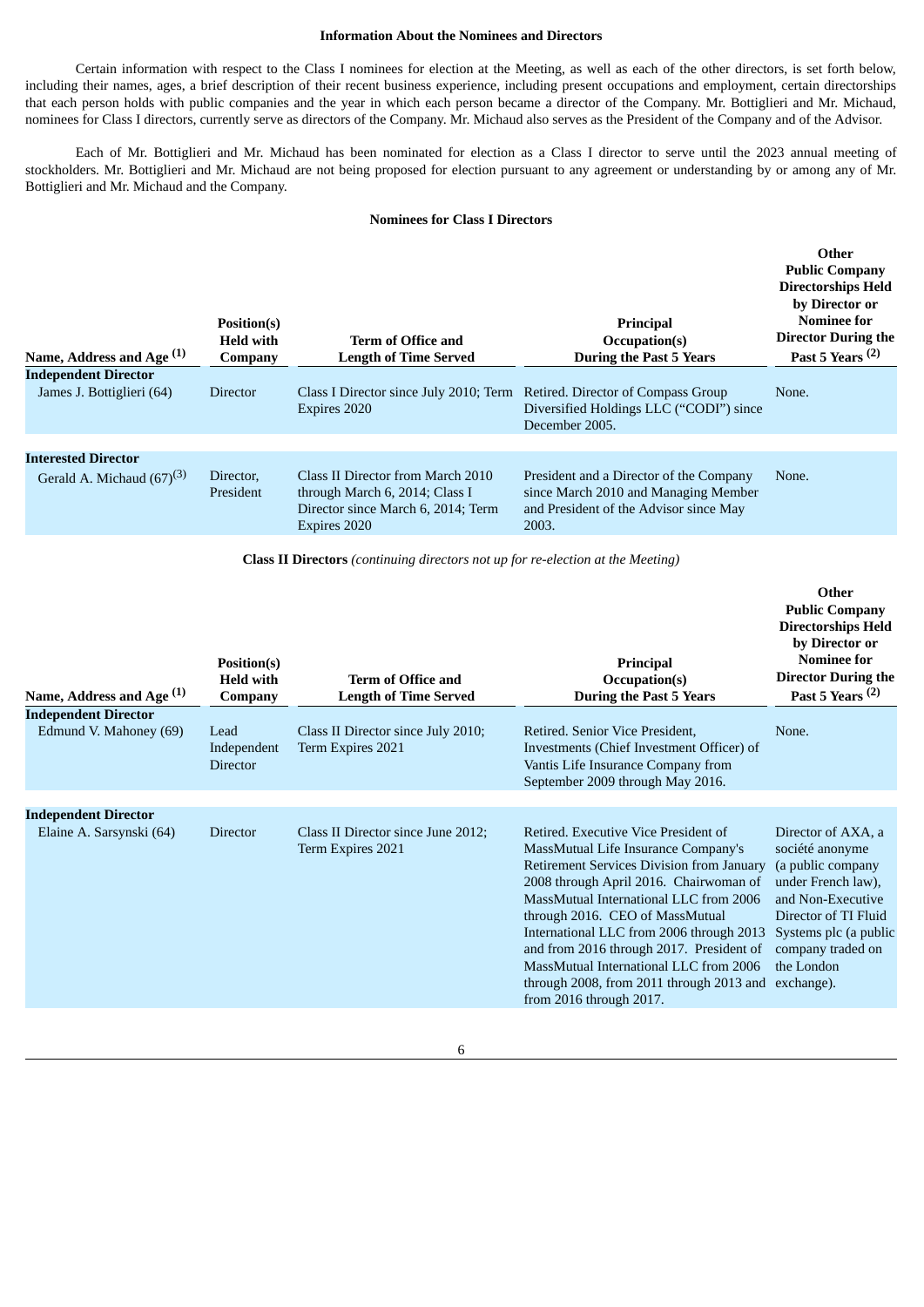**Information About the Nominees and Directors**

Certain information with respect to the Class I nominees for election at the Meeting, as well as each of the other directors, is set forth below, including their names, ages, a brief description of their recent business experience, including present occupations and employment, certain directorships that each person holds with public companies and the year in which each person became a director of the Company. Mr. Bottiglieri and Mr. Michaud, nominees for Class I directors, currently serve as directors of the Company. Mr. Michaud also serves as the President of the Company and of the Advisor.

Each of Mr. Bottiglieri and Mr. Michaud has been nominated for election as a Class I director to serve until the 2023 annual meeting of stockholders. Mr. Bottiglieri and Mr. Michaud are not being proposed for election pursuant to any agreement or understanding by or among any of Mr. Bottiglieri and Mr. Michaud and the Company.

**Nominees for Class I Directors**

| Name, Address and Age [(1)] | Position(s) Held with Company | Term of Office and Length of Time Served | Principal Occupation(s) During the Past 5 Years | Other Public Company Directorships Held by Director or Nominee for Director During the Past 5 Years [(2)] |
|---|---|---|---|---|
| **Independent Director** | | | | |
| James J. Bottiglieri (64) | Director | Class I Director since July 2010; Term Expires 2020 | Retired. Director of Compass Group Diversified Holdings LLC ("CODI") since December 2005. | None. |
| **Interested Director** | | | | |
| Gerald A. Michaud (67)[(3)] | Director, President | Class II Director from March 2010 through March 6, 2014; Class I Director since March 6, 2014; Term Expires 2020 | President and a Director of the Company since March 2010 and Managing Member and President of the Advisor since May 2003. | None. |

**Class II Directors** *(continuing directors not up for re-election at the Meeting)*

| Name, Address and Age [(1)] | Position(s) Held with Company | Term of Office and Length of Time Served | Principal Occupation(s) During the Past 5 Years | Other Public Company Directorships Held by Director or Nominee for Director During the Past 5 Years [(2)] |
|---|---|---|---|---|
| **Independent Director** | | | | |
| Edmund V. Mahoney (69) | Lead Independent Director | Class II Director since July 2010; Term Expires 2021 | Retired. Senior Vice President, Investments (Chief Investment Officer) of Vantis Life Insurance Company from September 2009 through May 2016. | None. |
| **Independent Director** | | | | |
| Elaine A. Sarsynski (64) | Director | Class II Director since June 2012; Term Expires 2021 | Retired. Executive Vice President of MassMutual Life Insurance Company's Retirement Services Division from January 2008 through April 2016. Chairwoman of MassMutual International LLC from 2006 through 2016. CEO of MassMutual International LLC from 2006 through 2013 and from 2016 through 2017. President of MassMutual International LLC from 2006 through 2008, from 2011 through 2013 and from 2016 through 2017. | Director of AXA, a société anonyme (a public company under French law), and Non-Executive Director of TI Fluid Systems plc (a public company traded on the London exchange). |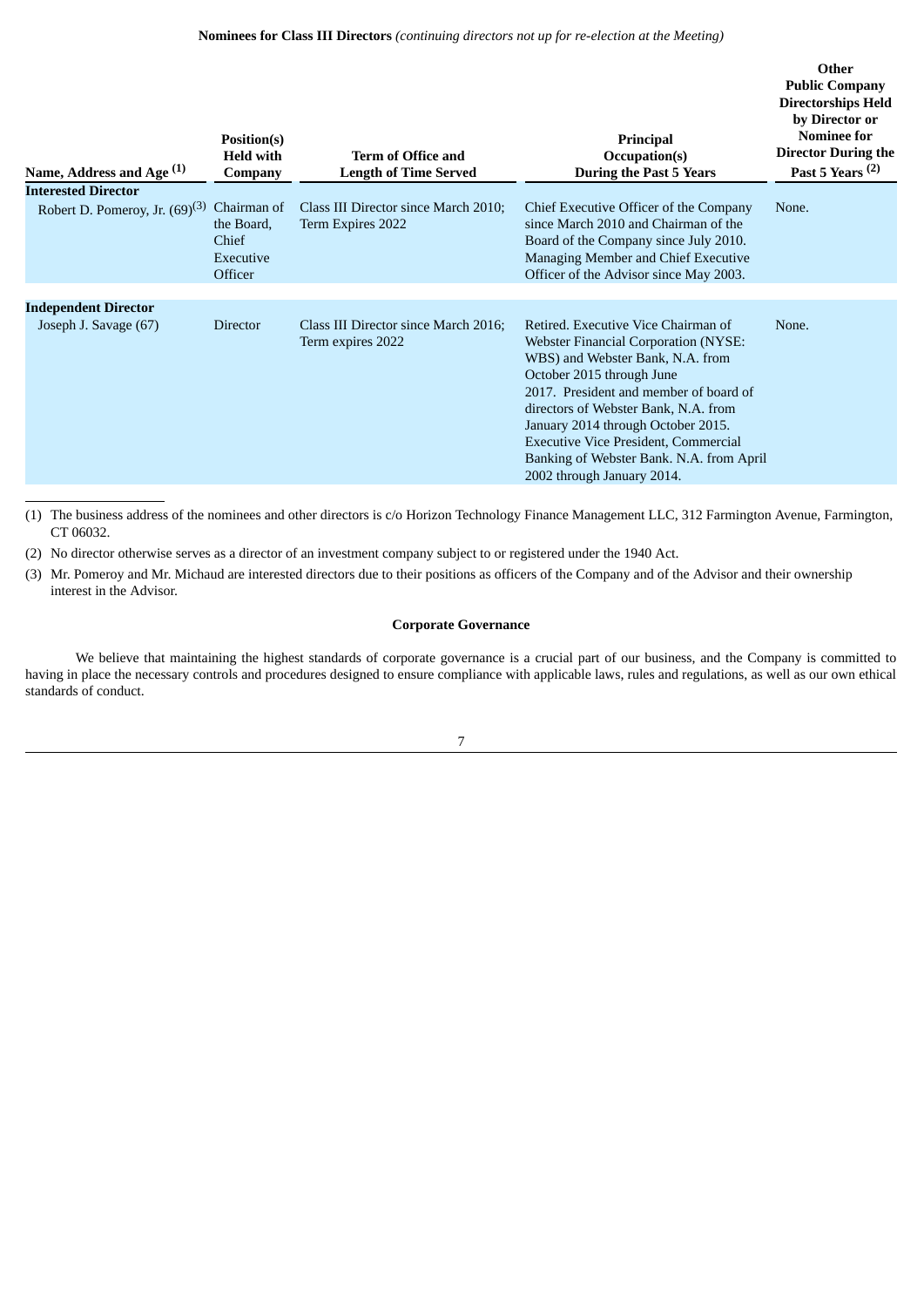**Nominees for Class III Directors** *(continuing directors not up for re-election at the Meeting)*

| Name, Address and Age [1] | Position(s) Held with Company | Term of Office and Length of Time Served | Principal Occupation(s) During the Past 5 Years | Other Public Company Directorships Held by Director or Nominee for Director During the Past 5 Years [2] |
|---|---|---|---|---|
| **Interested Director** | | | | |
| Robert D. Pomeroy, Jr. (69)[3] | Chairman of the Board, Chief Executive Officer | Class III Director since March 2010; Term Expires 2022 | Chief Executive Officer of the Company since March 2010 and Chairman of the Board of the Company since July 2010. Managing Member and Chief Executive Officer of the Advisor since May 2003. | None. |
| **Independent Director** | | | | |
| Joseph J. Savage (67) | Director | Class III Director since March 2016; Term expires 2022 | Retired. Executive Vice Chairman of Webster Financial Corporation (NYSE: WBS) and Webster Bank, N.A. from October 2015 through June 2017. President and member of board of directors of Webster Bank, N.A. from January 2014 through October 2015. Executive Vice President, Commercial Banking of Webster Bank. N.A. from April 2002 through January 2014. | None. |

(1) The business address of the nominees and other directors is c/o Horizon Technology Finance Management LLC, 312 Farmington Avenue, Farmington, CT 06032.

(2) No director otherwise serves as a director of an investment company subject to or registered under the 1940 Act.

(3) Mr. Pomeroy and Mr. Michaud are interested directors due to their positions as officers of the Company and of the Advisor and their ownership interest in the Advisor.

**Corporate Governance**

We believe that maintaining the highest standards of corporate governance is a crucial part of our business, and the Company is committed to having in place the necessary controls and procedures designed to ensure compliance with applicable laws, rules and regulations, as well as our own ethical standards of conduct.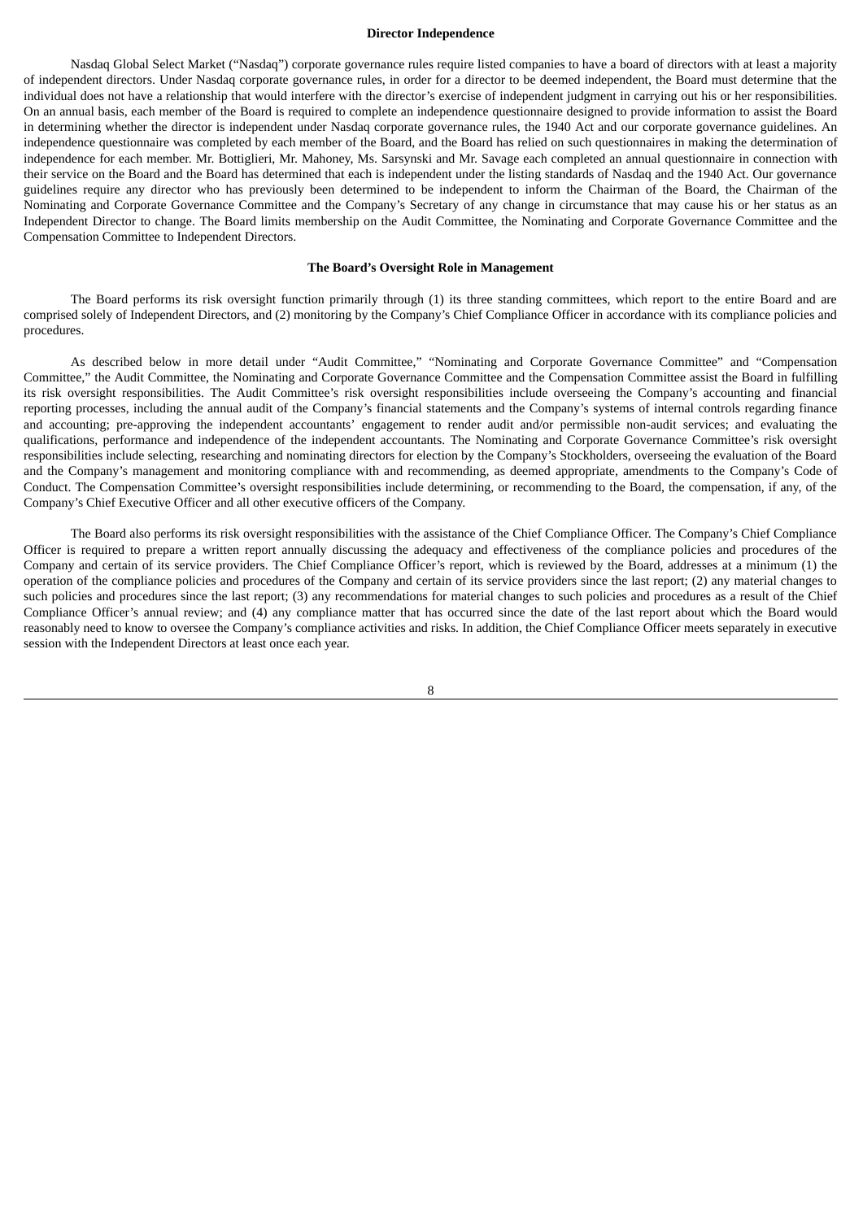## Director Independence

Nasdaq Global Select Market ("Nasdaq") corporate governance rules require listed companies to have a board of directors with at least a majority of independent directors. Under Nasdaq corporate governance rules, in order for a director to be deemed independent, the Board must determine that the individual does not have a relationship that would interfere with the director's exercise of independent judgment in carrying out his or her responsibilities. On an annual basis, each member of the Board is required to complete an independence questionnaire designed to provide information to assist the Board in determining whether the director is independent under Nasdaq corporate governance rules, the 1940 Act and our corporate governance guidelines. An independence questionnaire was completed by each member of the Board, and the Board has relied on such questionnaires in making the determination of independence for each member. Mr. Bottiglieri, Mr. Mahoney, Ms. Sarsynski and Mr. Savage each completed an annual questionnaire in connection with their service on the Board and the Board has determined that each is independent under the listing standards of Nasdaq and the 1940 Act. Our governance guidelines require any director who has previously been determined to be independent to inform the Chairman of the Board, the Chairman of the Nominating and Corporate Governance Committee and the Company's Secretary of any change in circumstance that may cause his or her status as an Independent Director to change. The Board limits membership on the Audit Committee, the Nominating and Corporate Governance Committee and the Compensation Committee to Independent Directors.

## The Board's Oversight Role in Management

The Board performs its risk oversight function primarily through (1) its three standing committees, which report to the entire Board and are comprised solely of Independent Directors, and (2) monitoring by the Company's Chief Compliance Officer in accordance with its compliance policies and procedures.

As described below in more detail under "Audit Committee," "Nominating and Corporate Governance Committee" and "Compensation Committee," the Audit Committee, the Nominating and Corporate Governance Committee and the Compensation Committee assist the Board in fulfilling its risk oversight responsibilities. The Audit Committee's risk oversight responsibilities include overseeing the Company's accounting and financial reporting processes, including the annual audit of the Company's financial statements and the Company's systems of internal controls regarding finance and accounting; pre-approving the independent accountants' engagement to render audit and/or permissible non-audit services; and evaluating the qualifications, performance and independence of the independent accountants. The Nominating and Corporate Governance Committee's risk oversight responsibilities include selecting, researching and nominating directors for election by the Company's Stockholders, overseeing the evaluation of the Board and the Company's management and monitoring compliance with and recommending, as deemed appropriate, amendments to the Company's Code of Conduct. The Compensation Committee's oversight responsibilities include determining, or recommending to the Board, the compensation, if any, of the Company's Chief Executive Officer and all other executive officers of the Company.

The Board also performs its risk oversight responsibilities with the assistance of the Chief Compliance Officer. The Company's Chief Compliance Officer is required to prepare a written report annually discussing the adequacy and effectiveness of the compliance policies and procedures of the Company and certain of its service providers. The Chief Compliance Officer's report, which is reviewed by the Board, addresses at a minimum (1) the operation of the compliance policies and procedures of the Company and certain of its service providers since the last report; (2) any material changes to such policies and procedures since the last report; (3) any recommendations for material changes to such policies and procedures as a result of the Chief Compliance Officer's annual review; and (4) any compliance matter that has occurred since the date of the last report about which the Board would reasonably need to know to oversee the Company's compliance activities and risks. In addition, the Chief Compliance Officer meets separately in executive session with the Independent Directors at least once each year.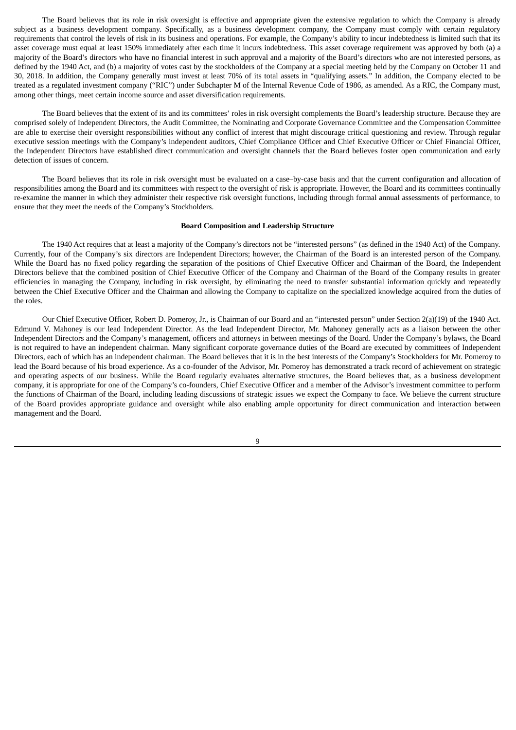The Board believes that its role in risk oversight is effective and appropriate given the extensive regulation to which the Company is already subject as a business development company. Specifically, as a business development company, the Company must comply with certain regulatory requirements that control the levels of risk in its business and operations. For example, the Company's ability to incur indebtedness is limited such that its asset coverage must equal at least 150% immediately after each time it incurs indebtedness. This asset coverage requirement was approved by both (a) a majority of the Board's directors who have no financial interest in such approval and a majority of the Board's directors who are not interested persons, as defined by the 1940 Act, and (b) a majority of votes cast by the stockholders of the Company at a special meeting held by the Company on October 11 and 30, 2018. In addition, the Company generally must invest at least 70% of its total assets in "qualifying assets." In addition, the Company elected to be treated as a regulated investment company ("RIC") under Subchapter M of the Internal Revenue Code of 1986, as amended. As a RIC, the Company must, among other things, meet certain income source and asset diversification requirements.

The Board believes that the extent of its and its committees' roles in risk oversight complements the Board's leadership structure. Because they are comprised solely of Independent Directors, the Audit Committee, the Nominating and Corporate Governance Committee and the Compensation Committee are able to exercise their oversight responsibilities without any conflict of interest that might discourage critical questioning and review. Through regular executive session meetings with the Company's independent auditors, Chief Compliance Officer and Chief Executive Officer or Chief Financial Officer, the Independent Directors have established direct communication and oversight channels that the Board believes foster open communication and early detection of issues of concern.

The Board believes that its role in risk oversight must be evaluated on a case–by-case basis and that the current configuration and allocation of responsibilities among the Board and its committees with respect to the oversight of risk is appropriate. However, the Board and its committees continually re-examine the manner in which they administer their respective risk oversight functions, including through formal annual assessments of performance, to ensure that they meet the needs of the Company's Stockholders.

**Board Composition and Leadership Structure**

The 1940 Act requires that at least a majority of the Company's directors not be "interested persons" (as defined in the 1940 Act) of the Company. Currently, four of the Company's six directors are Independent Directors; however, the Chairman of the Board is an interested person of the Company. While the Board has no fixed policy regarding the separation of the positions of Chief Executive Officer and Chairman of the Board, the Independent Directors believe that the combined position of Chief Executive Officer of the Company and Chairman of the Board of the Company results in greater efficiencies in managing the Company, including in risk oversight, by eliminating the need to transfer substantial information quickly and repeatedly between the Chief Executive Officer and the Chairman and allowing the Company to capitalize on the specialized knowledge acquired from the duties of the roles.

Our Chief Executive Officer, Robert D. Pomeroy, Jr., is Chairman of our Board and an "interested person" under Section 2(a)(19) of the 1940 Act. Edmund V. Mahoney is our lead Independent Director. As the lead Independent Director, Mr. Mahoney generally acts as a liaison between the other Independent Directors and the Company's management, officers and attorneys in between meetings of the Board. Under the Company's bylaws, the Board is not required to have an independent chairman. Many significant corporate governance duties of the Board are executed by committees of Independent Directors, each of which has an independent chairman. The Board believes that it is in the best interests of the Company's Stockholders for Mr. Pomeroy to lead the Board because of his broad experience. As a co-founder of the Advisor, Mr. Pomeroy has demonstrated a track record of achievement on strategic and operating aspects of our business. While the Board regularly evaluates alternative structures, the Board believes that, as a business development company, it is appropriate for one of the Company's co-founders, Chief Executive Officer and a member of the Advisor's investment committee to perform the functions of Chairman of the Board, including leading discussions of strategic issues we expect the Company to face. We believe the current structure of the Board provides appropriate guidance and oversight while also enabling ample opportunity for direct communication and interaction between management and the Board.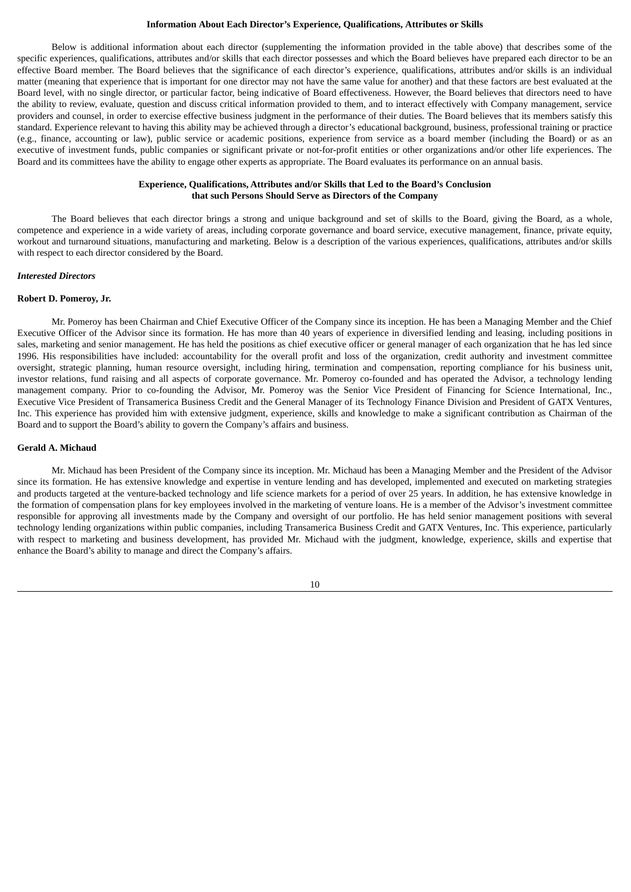## Information About Each Director's Experience, Qualifications, Attributes or Skills

Below is additional information about each director (supplementing the information provided in the table above) that describes some of the specific experiences, qualifications, attributes and/or skills that each director possesses and which the Board believes have prepared each director to be an effective Board member. The Board believes that the significance of each director's experience, qualifications, attributes and/or skills is an individual matter (meaning that experience that is important for one director may not have the same value for another) and that these factors are best evaluated at the Board level, with no single director, or particular factor, being indicative of Board effectiveness. However, the Board believes that directors need to have the ability to review, evaluate, question and discuss critical information provided to them, and to interact effectively with Company management, service providers and counsel, in order to exercise effective business judgment in the performance of their duties. The Board believes that its members satisfy this standard. Experience relevant to having this ability may be achieved through a director's educational background, business, professional training or practice (e.g., finance, accounting or law), public service or academic positions, experience from service as a board member (including the Board) or as an executive of investment funds, public companies or significant private or not-for-profit entities or other organizations and/or other life experiences. The Board and its committees have the ability to engage other experts as appropriate. The Board evaluates its performance on an annual basis.

## Experience, Qualifications, Attributes and/or Skills that Led to the Board's Conclusion that such Persons Should Serve as Directors of the Company

The Board believes that each director brings a strong and unique background and set of skills to the Board, giving the Board, as a whole, competence and experience in a wide variety of areas, including corporate governance and board service, executive management, finance, private equity, workout and turnaround situations, manufacturing and marketing. Below is a description of the various experiences, qualifications, attributes and/or skills with respect to each director considered by the Board.

***Interested Directors***

**Robert D. Pomeroy, Jr.**

Mr. Pomeroy has been Chairman and Chief Executive Officer of the Company since its inception. He has been a Managing Member and the Chief Executive Officer of the Advisor since its formation. He has more than 40 years of experience in diversified lending and leasing, including positions in sales, marketing and senior management. He has held the positions as chief executive officer or general manager of each organization that he has led since 1996. His responsibilities have included: accountability for the overall profit and loss of the organization, credit authority and investment committee oversight, strategic planning, human resource oversight, including hiring, termination and compensation, reporting compliance for his business unit, investor relations, fund raising and all aspects of corporate governance. Mr. Pomeroy co-founded and has operated the Advisor, a technology lending management company. Prior to co-founding the Advisor, Mr. Pomeroy was the Senior Vice President of Financing for Science International, Inc., Executive Vice President of Transamerica Business Credit and the General Manager of its Technology Finance Division and President of GATX Ventures, Inc. This experience has provided him with extensive judgment, experience, skills and knowledge to make a significant contribution as Chairman of the Board and to support the Board's ability to govern the Company's affairs and business.

**Gerald A. Michaud**

Mr. Michaud has been President of the Company since its inception. Mr. Michaud has been a Managing Member and the President of the Advisor since its formation. He has extensive knowledge and expertise in venture lending and has developed, implemented and executed on marketing strategies and products targeted at the venture-backed technology and life science markets for a period of over 25 years. In addition, he has extensive knowledge in the formation of compensation plans for key employees involved in the marketing of venture loans. He is a member of the Advisor's investment committee responsible for approving all investments made by the Company and oversight of our portfolio. He has held senior management positions with several technology lending organizations within public companies, including Transamerica Business Credit and GATX Ventures, Inc. This experience, particularly with respect to marketing and business development, has provided Mr. Michaud with the judgment, knowledge, experience, skills and expertise that enhance the Board's ability to manage and direct the Company's affairs.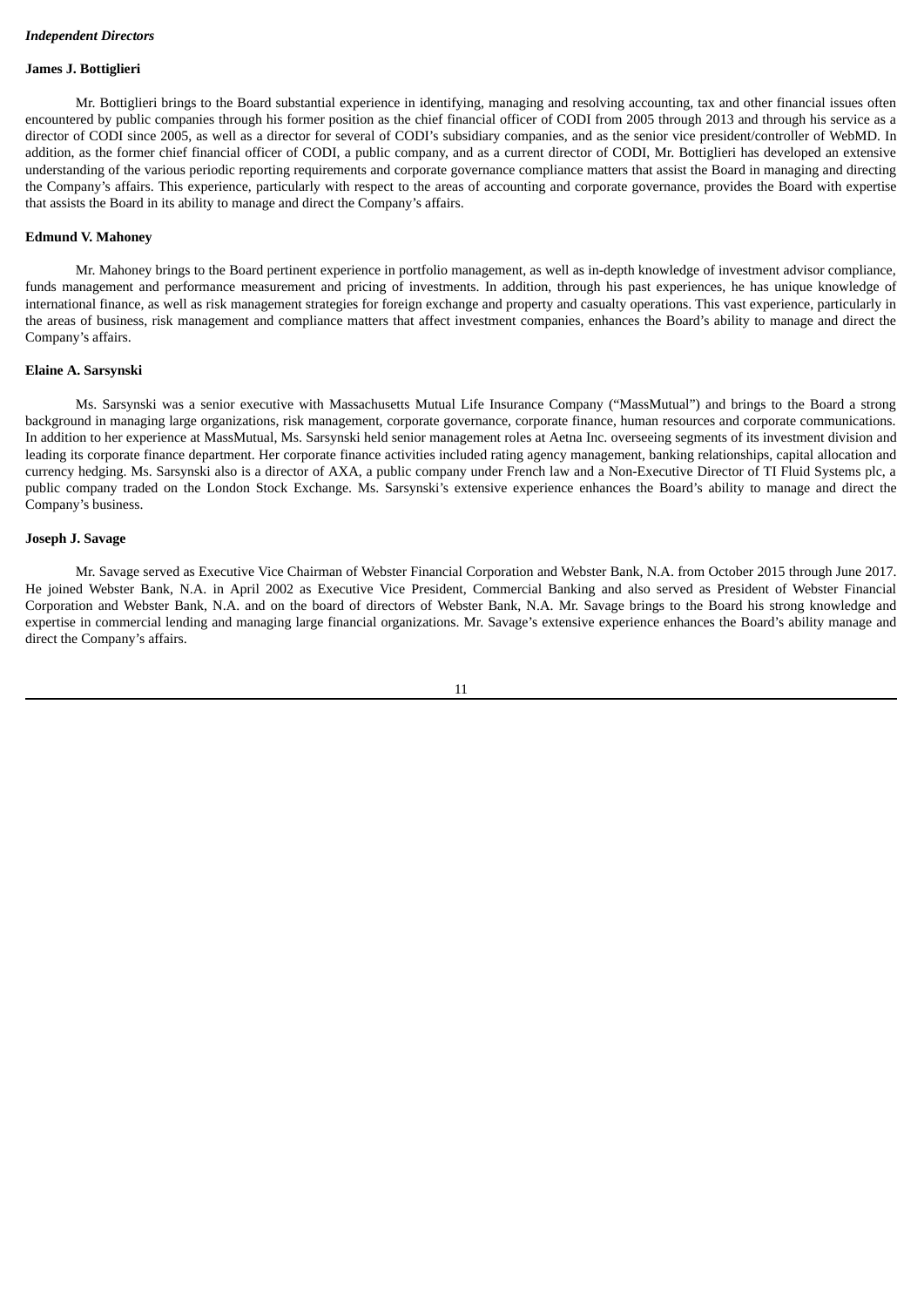*Independent Directors*

**James J. Bottiglieri**

Mr. Bottiglieri brings to the Board substantial experience in identifying, managing and resolving accounting, tax and other financial issues often encountered by public companies through his former position as the chief financial officer of CODI from 2005 through 2013 and through his service as a director of CODI since 2005, as well as a director for several of CODI's subsidiary companies, and as the senior vice president/controller of WebMD. In addition, as the former chief financial officer of CODI, a public company, and as a current director of CODI, Mr. Bottiglieri has developed an extensive understanding of the various periodic reporting requirements and corporate governance compliance matters that assist the Board in managing and directing the Company's affairs. This experience, particularly with respect to the areas of accounting and corporate governance, provides the Board with expertise that assists the Board in its ability to manage and direct the Company's affairs.

**Edmund V. Mahoney**

Mr. Mahoney brings to the Board pertinent experience in portfolio management, as well as in-depth knowledge of investment advisor compliance, funds management and performance measurement and pricing of investments. In addition, through his past experiences, he has unique knowledge of international finance, as well as risk management strategies for foreign exchange and property and casualty operations. This vast experience, particularly in the areas of business, risk management and compliance matters that affect investment companies, enhances the Board's ability to manage and direct the Company's affairs.

**Elaine A. Sarsynski**

Ms. Sarsynski was a senior executive with Massachusetts Mutual Life Insurance Company ("MassMutual") and brings to the Board a strong background in managing large organizations, risk management, corporate governance, corporate finance, human resources and corporate communications. In addition to her experience at MassMutual, Ms. Sarsynski held senior management roles at Aetna Inc. overseeing segments of its investment division and leading its corporate finance department. Her corporate finance activities included rating agency management, banking relationships, capital allocation and currency hedging. Ms. Sarsynski also is a director of AXA, a public company under French law and a Non-Executive Director of TI Fluid Systems plc, a public company traded on the London Stock Exchange. Ms. Sarsynski's extensive experience enhances the Board's ability to manage and direct the Company's business.

**Joseph J. Savage**

Mr. Savage served as Executive Vice Chairman of Webster Financial Corporation and Webster Bank, N.A. from October 2015 through June 2017. He joined Webster Bank, N.A. in April 2002 as Executive Vice President, Commercial Banking and also served as President of Webster Financial Corporation and Webster Bank, N.A. and on the board of directors of Webster Bank, N.A. Mr. Savage brings to the Board his strong knowledge and expertise in commercial lending and managing large financial organizations. Mr. Savage's extensive experience enhances the Board's ability manage and direct the Company's affairs.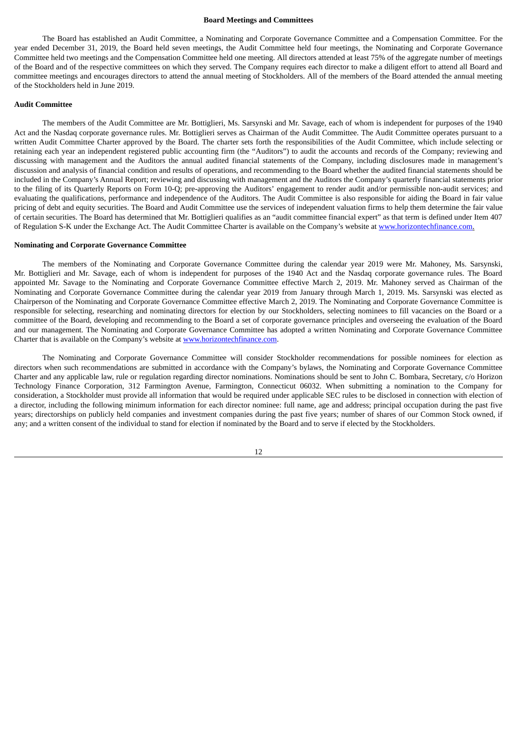## Board Meetings and Committees

The Board has established an Audit Committee, a Nominating and Corporate Governance Committee and a Compensation Committee. For the year ended December 31, 2019, the Board held seven meetings, the Audit Committee held four meetings, the Nominating and Corporate Governance Committee held two meetings and the Compensation Committee held one meeting. All directors attended at least 75% of the aggregate number of meetings of the Board and of the respective committees on which they served. The Company requires each director to make a diligent effort to attend all Board and committee meetings and encourages directors to attend the annual meeting of Stockholders. All of the members of the Board attended the annual meeting of the Stockholders held in June 2019.

### Audit Committee

The members of the Audit Committee are Mr. Bottiglieri, Ms. Sarsynski and Mr. Savage, each of whom is independent for purposes of the 1940 Act and the Nasdaq corporate governance rules. Mr. Bottiglieri serves as Chairman of the Audit Committee. The Audit Committee operates pursuant to a written Audit Committee Charter approved by the Board. The charter sets forth the responsibilities of the Audit Committee, which include selecting or retaining each year an independent registered public accounting firm (the "Auditors") to audit the accounts and records of the Company; reviewing and discussing with management and the Auditors the annual audited financial statements of the Company, including disclosures made in management's discussion and analysis of financial condition and results of operations, and recommending to the Board whether the audited financial statements should be included in the Company's Annual Report; reviewing and discussing with management and the Auditors the Company's quarterly financial statements prior to the filing of its Quarterly Reports on Form 10-Q; pre-approving the Auditors' engagement to render audit and/or permissible non-audit services; and evaluating the qualifications, performance and independence of the Auditors. The Audit Committee is also responsible for aiding the Board in fair value pricing of debt and equity securities. The Board and Audit Committee use the services of independent valuation firms to help them determine the fair value of certain securities. The Board has determined that Mr. Bottiglieri qualifies as an "audit committee financial expert" as that term is defined under Item 407 of Regulation S-K under the Exchange Act. The Audit Committee Charter is available on the Company's website at www.horizontechfinance.com.

### Nominating and Corporate Governance Committee

The members of the Nominating and Corporate Governance Committee during the calendar year 2019 were Mr. Mahoney, Ms. Sarsynski, Mr. Bottiglieri and Mr. Savage, each of whom is independent for purposes of the 1940 Act and the Nasdaq corporate governance rules. The Board appointed Mr. Savage to the Nominating and Corporate Governance Committee effective March 2, 2019. Mr. Mahoney served as Chairman of the Nominating and Corporate Governance Committee during the calendar year 2019 from January through March 1, 2019. Ms. Sarsynski was elected as Chairperson of the Nominating and Corporate Governance Committee effective March 2, 2019. The Nominating and Corporate Governance Committee is responsible for selecting, researching and nominating directors for election by our Stockholders, selecting nominees to fill vacancies on the Board or a committee of the Board, developing and recommending to the Board a set of corporate governance principles and overseeing the evaluation of the Board and our management. The Nominating and Corporate Governance Committee has adopted a written Nominating and Corporate Governance Committee Charter that is available on the Company's website at www.horizontechfinance.com.

The Nominating and Corporate Governance Committee will consider Stockholder recommendations for possible nominees for election as directors when such recommendations are submitted in accordance with the Company's bylaws, the Nominating and Corporate Governance Committee Charter and any applicable law, rule or regulation regarding director nominations. Nominations should be sent to John C. Bombara, Secretary, c/o Horizon Technology Finance Corporation, 312 Farmington Avenue, Farmington, Connecticut 06032. When submitting a nomination to the Company for consideration, a Stockholder must provide all information that would be required under applicable SEC rules to be disclosed in connection with election of a director, including the following minimum information for each director nominee: full name, age and address; principal occupation during the past five years; directorships on publicly held companies and investment companies during the past five years; number of shares of our Common Stock owned, if any; and a written consent of the individual to stand for election if nominated by the Board and to serve if elected by the Stockholders.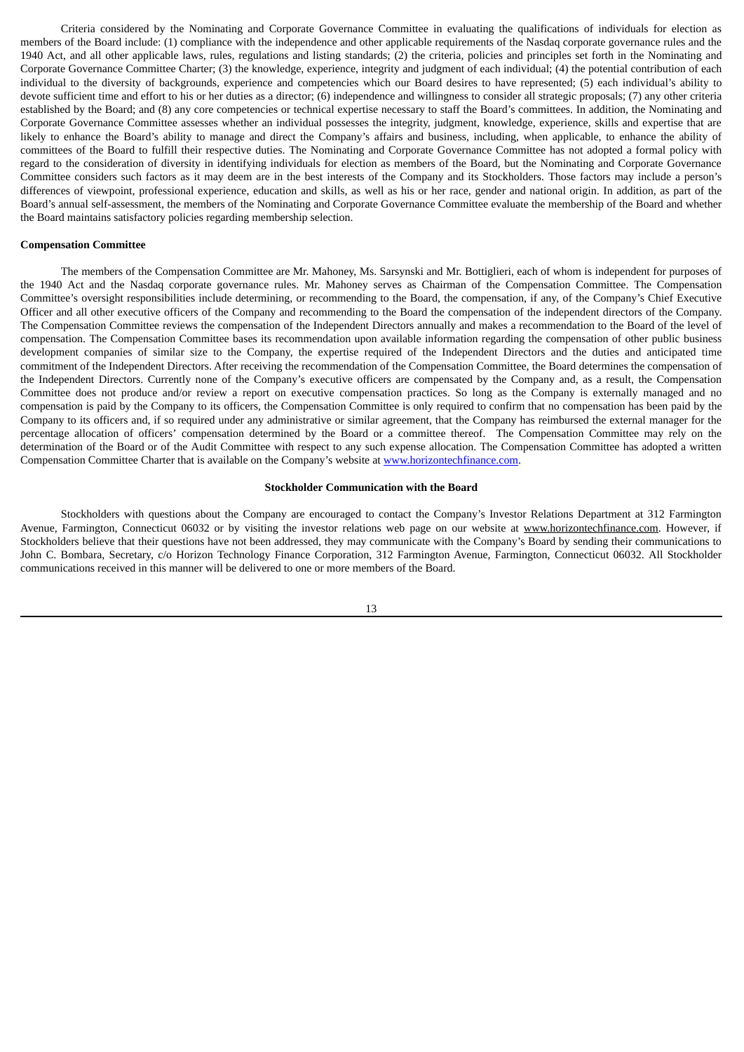Criteria considered by the Nominating and Corporate Governance Committee in evaluating the qualifications of individuals for election as members of the Board include: (1) compliance with the independence and other applicable requirements of the Nasdaq corporate governance rules and the 1940 Act, and all other applicable laws, rules, regulations and listing standards; (2) the criteria, policies and principles set forth in the Nominating and Corporate Governance Committee Charter; (3) the knowledge, experience, integrity and judgment of each individual; (4) the potential contribution of each individual to the diversity of backgrounds, experience and competencies which our Board desires to have represented; (5) each individual's ability to devote sufficient time and effort to his or her duties as a director; (6) independence and willingness to consider all strategic proposals; (7) any other criteria established by the Board; and (8) any core competencies or technical expertise necessary to staff the Board's committees. In addition, the Nominating and Corporate Governance Committee assesses whether an individual possesses the integrity, judgment, knowledge, experience, skills and expertise that are likely to enhance the Board's ability to manage and direct the Company's affairs and business, including, when applicable, to enhance the ability of committees of the Board to fulfill their respective duties. The Nominating and Corporate Governance Committee has not adopted a formal policy with regard to the consideration of diversity in identifying individuals for election as members of the Board, but the Nominating and Corporate Governance Committee considers such factors as it may deem are in the best interests of the Company and its Stockholders. Those factors may include a person's differences of viewpoint, professional experience, education and skills, as well as his or her race, gender and national origin. In addition, as part of the Board's annual self-assessment, the members of the Nominating and Corporate Governance Committee evaluate the membership of the Board and whether the Board maintains satisfactory policies regarding membership selection.

**Compensation Committee**

The members of the Compensation Committee are Mr. Mahoney, Ms. Sarsynski and Mr. Bottiglieri, each of whom is independent for purposes of the 1940 Act and the Nasdaq corporate governance rules. Mr. Mahoney serves as Chairman of the Compensation Committee. The Compensation Committee's oversight responsibilities include determining, or recommending to the Board, the compensation, if any, of the Company's Chief Executive Officer and all other executive officers of the Company and recommending to the Board the compensation of the independent directors of the Company. The Compensation Committee reviews the compensation of the Independent Directors annually and makes a recommendation to the Board of the level of compensation. The Compensation Committee bases its recommendation upon available information regarding the compensation of other public business development companies of similar size to the Company, the expertise required of the Independent Directors and the duties and anticipated time commitment of the Independent Directors. After receiving the recommendation of the Compensation Committee, the Board determines the compensation of the Independent Directors. Currently none of the Company's executive officers are compensated by the Company and, as a result, the Compensation Committee does not produce and/or review a report on executive compensation practices. So long as the Company is externally managed and no compensation is paid by the Company to its officers, the Compensation Committee is only required to confirm that no compensation has been paid by the Company to its officers and, if so required under any administrative or similar agreement, that the Company has reimbursed the external manager for the percentage allocation of officers' compensation determined by the Board or a committee thereof. The Compensation Committee may rely on the determination of the Board or of the Audit Committee with respect to any such expense allocation. The Compensation Committee has adopted a written Compensation Committee Charter that is available on the Company's website at www.horizontechfinance.com.

**Stockholder Communication with the Board**

Stockholders with questions about the Company are encouraged to contact the Company's Investor Relations Department at 312 Farmington Avenue, Farmington, Connecticut 06032 or by visiting the investor relations web page on our website at www.horizontechfinance.com. However, if Stockholders believe that their questions have not been addressed, they may communicate with the Company's Board by sending their communications to John C. Bombara, Secretary, c/o Horizon Technology Finance Corporation, 312 Farmington Avenue, Farmington, Connecticut 06032. All Stockholder communications received in this manner will be delivered to one or more members of the Board.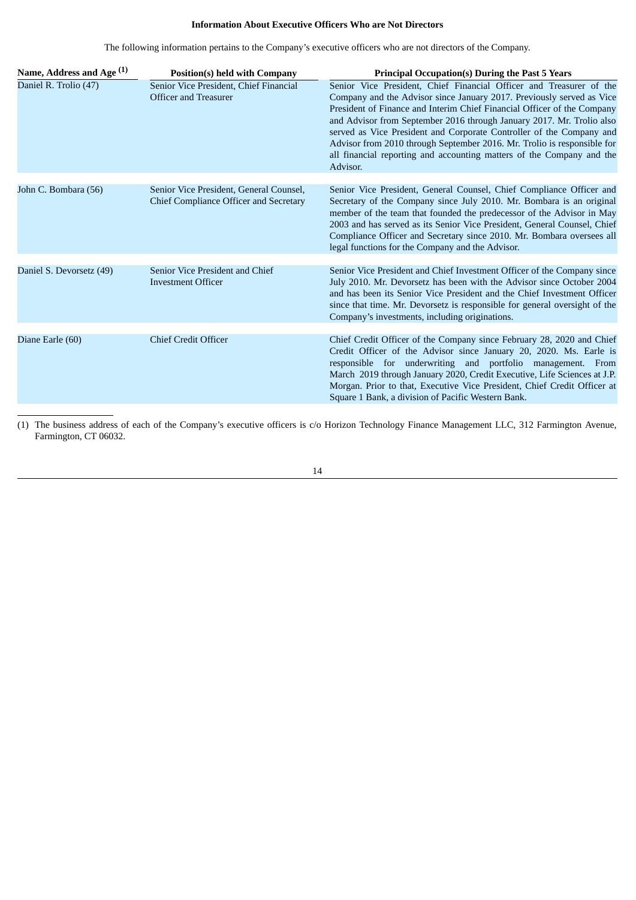**Information About Executive Officers Who are Not Directors**

The following information pertains to the Company's executive officers who are not directors of the Company.

| Name, Address and Age [(1)] | Position(s) held with Company | Principal Occupation(s) During the Past 5 Years |
|---|---|---|
| Daniel R. Trolio (47) | Senior Vice President, Chief Financial Officer and Treasurer | Senior Vice President, Chief Financial Officer and Treasurer of the Company and the Advisor since January 2017. Previously served as Vice President of Finance and Interim Chief Financial Officer of the Company and Advisor from September 2016 through January 2017. Mr. Trolio also served as Vice President and Corporate Controller of the Company and Advisor from 2010 through September 2016. Mr. Trolio is responsible for all financial reporting and accounting matters of the Company and the Advisor. |
| John C. Bombara (56) | Senior Vice President, General Counsel, Chief Compliance Officer and Secretary | Senior Vice President, General Counsel, Chief Compliance Officer and Secretary of the Company since July 2010. Mr. Bombara is an original member of the team that founded the predecessor of the Advisor in May 2003 and has served as its Senior Vice President, General Counsel, Chief Compliance Officer and Secretary since 2010. Mr. Bombara oversees all legal functions for the Company and the Advisor. |
| Daniel S. Devorsetz (49) | Senior Vice President and Chief Investment Officer | Senior Vice President and Chief Investment Officer of the Company since July 2010. Mr. Devorsetz has been with the Advisor since October 2004 and has been its Senior Vice President and the Chief Investment Officer since that time. Mr. Devorsetz is responsible for general oversight of the Company's investments, including originations. |
| Diane Earle (60) | Chief Credit Officer | Chief Credit Officer of the Company since February 28, 2020 and Chief Credit Officer of the Advisor since January 20, 2020. Ms. Earle is responsible for underwriting and portfolio management. From March 2019 through January 2020, Credit Executive, Life Sciences at J.P. Morgan. Prior to that, Executive Vice President, Chief Credit Officer at Square 1 Bank, a division of Pacific Western Bank. |

(1) The business address of each of the Company's executive officers is c/o Horizon Technology Finance Management LLC, 312 Farmington Avenue, Farmington, CT 06032.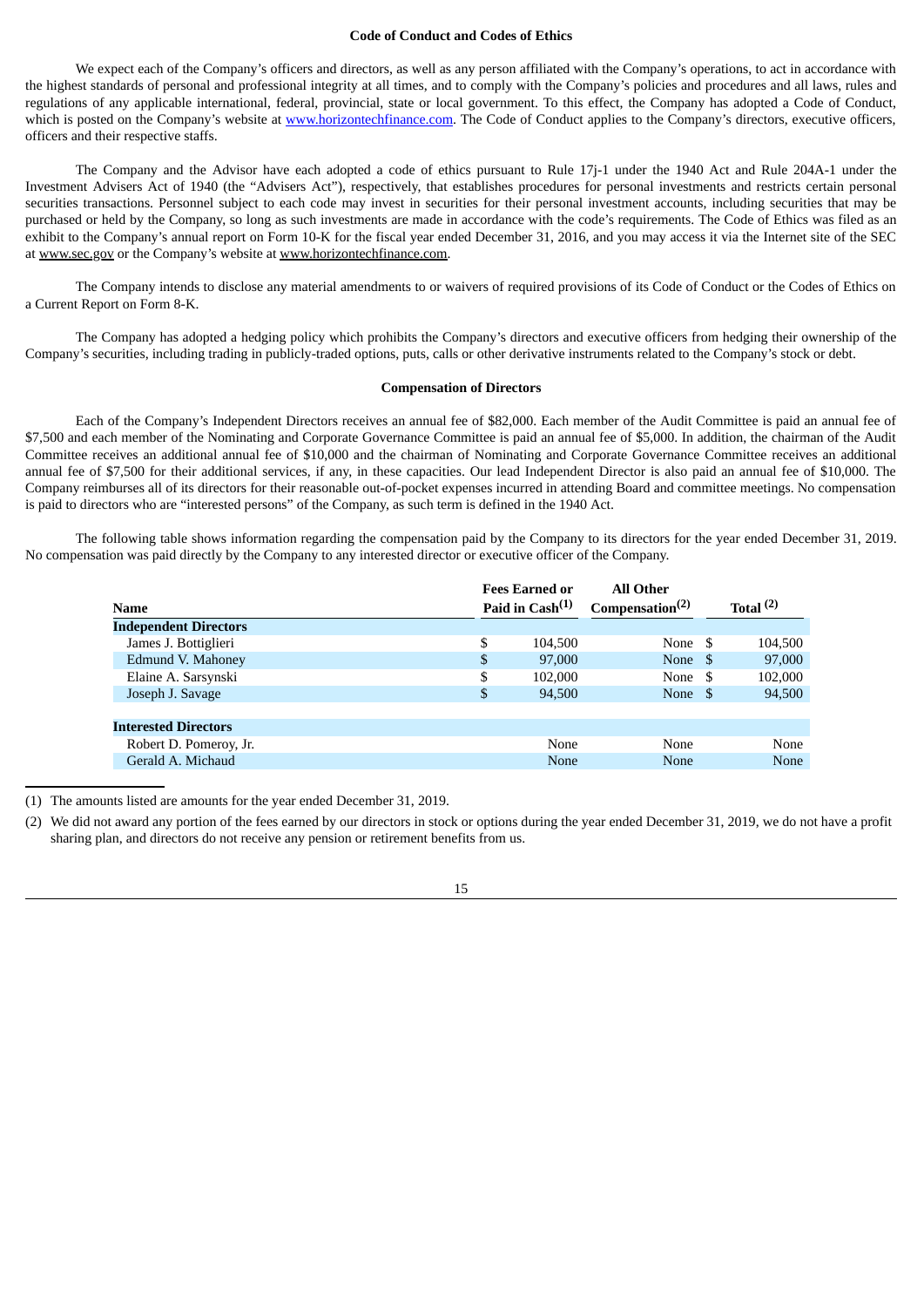### Code of Conduct and Codes of Ethics

We expect each of the Company's officers and directors, as well as any person affiliated with the Company's operations, to act in accordance with the highest standards of personal and professional integrity at all times, and to comply with the Company's policies and procedures and all laws, rules and regulations of any applicable international, federal, provincial, state or local government. To this effect, the Company has adopted a Code of Conduct, which is posted on the Company's website at www.horizontechfinance.com. The Code of Conduct applies to the Company's directors, executive officers, officers and their respective staffs.

The Company and the Advisor have each adopted a code of ethics pursuant to Rule 17j-1 under the 1940 Act and Rule 204A-1 under the Investment Advisers Act of 1940 (the "Advisers Act"), respectively, that establishes procedures for personal investments and restricts certain personal securities transactions. Personnel subject to each code may invest in securities for their personal investment accounts, including securities that may be purchased or held by the Company, so long as such investments are made in accordance with the code's requirements. The Code of Ethics was filed as an exhibit to the Company's annual report on Form 10-K for the fiscal year ended December 31, 2016, and you may access it via the Internet site of the SEC at www.sec.gov or the Company's website at www.horizontechfinance.com.

The Company intends to disclose any material amendments to or waivers of required provisions of its Code of Conduct or the Codes of Ethics on a Current Report on Form 8-K.

The Company has adopted a hedging policy which prohibits the Company's directors and executive officers from hedging their ownership of the Company's securities, including trading in publicly-traded options, puts, calls or other derivative instruments related to the Company's stock or debt.

### Compensation of Directors

Each of the Company's Independent Directors receives an annual fee of $82,000. Each member of the Audit Committee is paid an annual fee of $7,500 and each member of the Nominating and Corporate Governance Committee is paid an annual fee of $5,000. In addition, the chairman of the Audit Committee receives an additional annual fee of $10,000 and the chairman of Nominating and Corporate Governance Committee receives an additional annual fee of $7,500 for their additional services, if any, in these capacities. Our lead Independent Director is also paid an annual fee of $10,000. The Company reimburses all of its directors for their reasonable out-of-pocket expenses incurred in attending Board and committee meetings. No compensation is paid to directors who are "interested persons" of the Company, as such term is defined in the 1940 Act.

The following table shows information regarding the compensation paid by the Company to its directors for the year ended December 31, 2019. No compensation was paid directly by the Company to any interested director or executive officer of the Company.

| Name | Fees Earned or Paid in Cash(1) | All Other Compensation(2) | Total (2) |
|---|---|---|---|
| **Independent Directors** | | | |
| James J. Bottiglieri | $ 104,500 | None | $ 104,500 |
| Edmund V. Mahoney | $ 97,000 | None | $ 97,000 |
| Elaine A. Sarsynski | $ 102,000 | None | $ 102,000 |
| Joseph J. Savage | $ 94,500 | None | $ 94,500 |
| **Interested Directors** | | | |
| Robert D. Pomeroy, Jr. | None | None | None |
| Gerald A. Michaud | None | None | None |

(1) The amounts listed are amounts for the year ended December 31, 2019.

(2) We did not award any portion of the fees earned by our directors in stock or options during the year ended December 31, 2019, we do not have a profit sharing plan, and directors do not receive any pension or retirement benefits from us.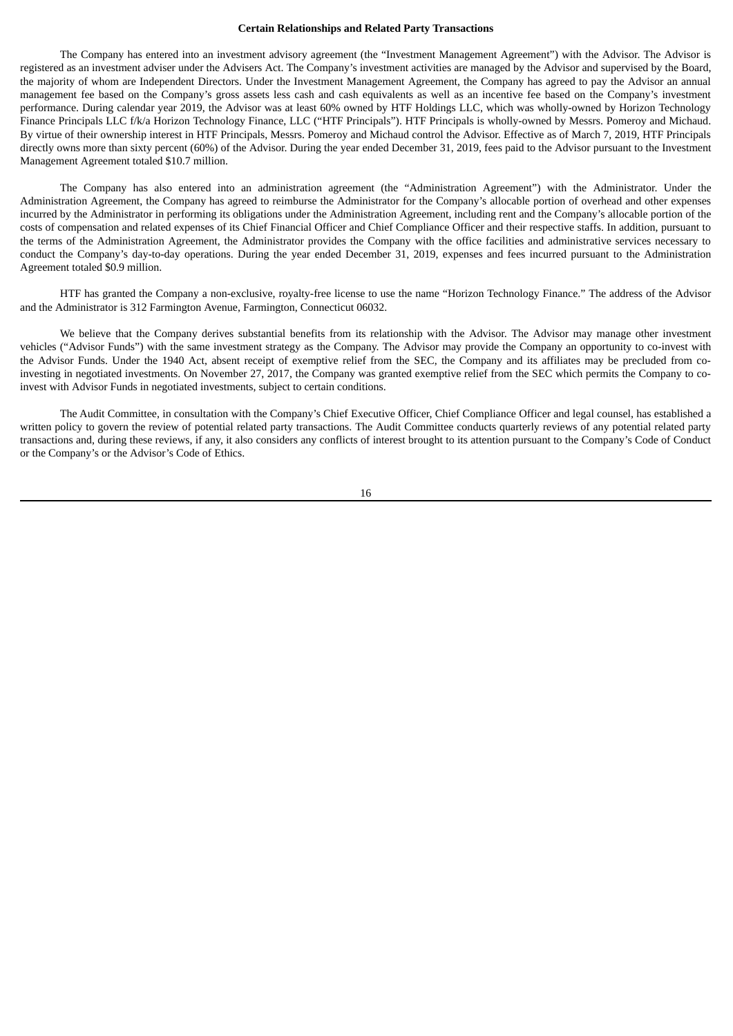## Certain Relationships and Related Party Transactions

The Company has entered into an investment advisory agreement (the "Investment Management Agreement") with the Advisor. The Advisor is registered as an investment adviser under the Advisers Act. The Company's investment activities are managed by the Advisor and supervised by the Board, the majority of whom are Independent Directors. Under the Investment Management Agreement, the Company has agreed to pay the Advisor an annual management fee based on the Company's gross assets less cash and cash equivalents as well as an incentive fee based on the Company's investment performance. During calendar year 2019, the Advisor was at least 60% owned by HTF Holdings LLC, which was wholly-owned by Horizon Technology Finance Principals LLC f/k/a Horizon Technology Finance, LLC ("HTF Principals"). HTF Principals is wholly-owned by Messrs. Pomeroy and Michaud. By virtue of their ownership interest in HTF Principals, Messrs. Pomeroy and Michaud control the Advisor. Effective as of March 7, 2019, HTF Principals directly owns more than sixty percent (60%) of the Advisor. During the year ended December 31, 2019, fees paid to the Advisor pursuant to the Investment Management Agreement totaled $10.7 million.

The Company has also entered into an administration agreement (the "Administration Agreement") with the Administrator. Under the Administration Agreement, the Company has agreed to reimburse the Administrator for the Company's allocable portion of overhead and other expenses incurred by the Administrator in performing its obligations under the Administration Agreement, including rent and the Company's allocable portion of the costs of compensation and related expenses of its Chief Financial Officer and Chief Compliance Officer and their respective staffs. In addition, pursuant to the terms of the Administration Agreement, the Administrator provides the Company with the office facilities and administrative services necessary to conduct the Company's day-to-day operations. During the year ended December 31, 2019, expenses and fees incurred pursuant to the Administration Agreement totaled $0.9 million.

HTF has granted the Company a non-exclusive, royalty-free license to use the name "Horizon Technology Finance." The address of the Advisor and the Administrator is 312 Farmington Avenue, Farmington, Connecticut 06032.

We believe that the Company derives substantial benefits from its relationship with the Advisor. The Advisor may manage other investment vehicles ("Advisor Funds") with the same investment strategy as the Company. The Advisor may provide the Company an opportunity to co-invest with the Advisor Funds. Under the 1940 Act, absent receipt of exemptive relief from the SEC, the Company and its affiliates may be precluded from co-investing in negotiated investments. On November 27, 2017, the Company was granted exemptive relief from the SEC which permits the Company to co-invest with Advisor Funds in negotiated investments, subject to certain conditions.

The Audit Committee, in consultation with the Company's Chief Executive Officer, Chief Compliance Officer and legal counsel, has established a written policy to govern the review of potential related party transactions. The Audit Committee conducts quarterly reviews of any potential related party transactions and, during these reviews, if any, it also considers any conflicts of interest brought to its attention pursuant to the Company's Code of Conduct or the Company's or the Advisor's Code of Ethics.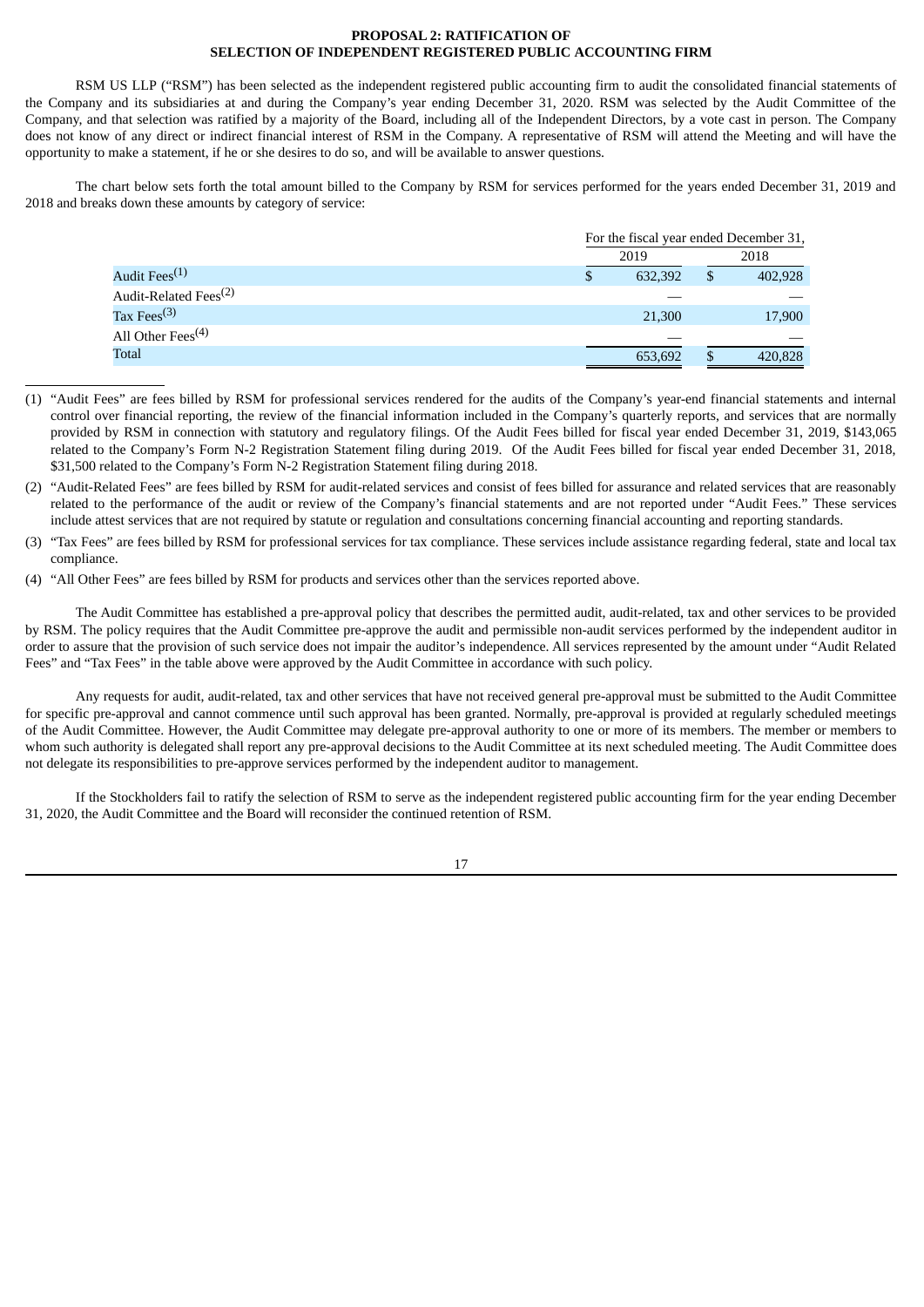## PROPOSAL 2: RATIFICATION OF SELECTION OF INDEPENDENT REGISTERED PUBLIC ACCOUNTING FIRM

RSM US LLP ("RSM") has been selected as the independent registered public accounting firm to audit the consolidated financial statements of the Company and its subsidiaries at and during the Company's year ending December 31, 2020. RSM was selected by the Audit Committee of the Company, and that selection was ratified by a majority of the Board, including all of the Independent Directors, by a vote cast in person. The Company does not know of any direct or indirect financial interest of RSM in the Company. A representative of RSM will attend the Meeting and will have the opportunity to make a statement, if he or she desires to do so, and will be available to answer questions.

The chart below sets forth the total amount billed to the Company by RSM for services performed for the years ended December 31, 2019 and 2018 and breaks down these amounts by category of service:

| | For the fiscal year ended December 31, | |
|---|---|---|
| | 2019 | 2018 |
| Audit Fees[(1)] | $ 632,392 | $ 402,928 |
| Audit-Related Fees[(2)] | — | — |
| Tax Fees[(3)] | 21,300 | 17,900 |
| All Other Fees[(4)] | — | — |
| Total | 653,692 | $ 420,828 |

(1) "Audit Fees" are fees billed by RSM for professional services rendered for the audits of the Company's year-end financial statements and internal control over financial reporting, the review of the financial information included in the Company's quarterly reports, and services that are normally provided by RSM in connection with statutory and regulatory filings. Of the Audit Fees billed for fiscal year ended December 31, 2019, $143,065 related to the Company's Form N-2 Registration Statement filing during 2019. Of the Audit Fees billed for fiscal year ended December 31, 2018, $31,500 related to the Company's Form N-2 Registration Statement filing during 2018.

(2) "Audit-Related Fees" are fees billed by RSM for audit-related services and consist of fees billed for assurance and related services that are reasonably related to the performance of the audit or review of the Company's financial statements and are not reported under "Audit Fees." These services include attest services that are not required by statute or regulation and consultations concerning financial accounting and reporting standards.

(3) "Tax Fees" are fees billed by RSM for professional services for tax compliance. These services include assistance regarding federal, state and local tax compliance.

(4) "All Other Fees" are fees billed by RSM for products and services other than the services reported above.

The Audit Committee has established a pre-approval policy that describes the permitted audit, audit-related, tax and other services to be provided by RSM. The policy requires that the Audit Committee pre-approve the audit and permissible non-audit services performed by the independent auditor in order to assure that the provision of such service does not impair the auditor's independence. All services represented by the amount under "Audit Related Fees" and "Tax Fees" in the table above were approved by the Audit Committee in accordance with such policy.

Any requests for audit, audit-related, tax and other services that have not received general pre-approval must be submitted to the Audit Committee for specific pre-approval and cannot commence until such approval has been granted. Normally, pre-approval is provided at regularly scheduled meetings of the Audit Committee. However, the Audit Committee may delegate pre-approval authority to one or more of its members. The member or members to whom such authority is delegated shall report any pre-approval decisions to the Audit Committee at its next scheduled meeting. The Audit Committee does not delegate its responsibilities to pre-approve services performed by the independent auditor to management.

If the Stockholders fail to ratify the selection of RSM to serve as the independent registered public accounting firm for the year ending December 31, 2020, the Audit Committee and the Board will reconsider the continued retention of RSM.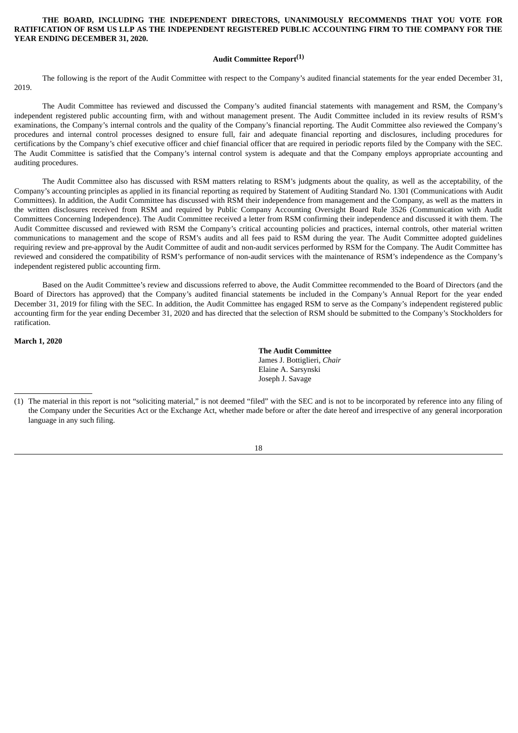**THE BOARD, INCLUDING THE INDEPENDENT DIRECTORS, UNANIMOUSLY RECOMMENDS THAT YOU VOTE FOR RATIFICATION OF RSM US LLP AS THE INDEPENDENT REGISTERED PUBLIC ACCOUNTING FIRM TO THE COMPANY FOR THE YEAR ENDING DECEMBER 31, 2020.**

## Audit Committee Report[1]

The following is the report of the Audit Committee with respect to the Company's audited financial statements for the year ended December 31, 2019.

The Audit Committee has reviewed and discussed the Company's audited financial statements with management and RSM, the Company's independent registered public accounting firm, with and without management present. The Audit Committee included in its review results of RSM's examinations, the Company's internal controls and the quality of the Company's financial reporting. The Audit Committee also reviewed the Company's procedures and internal control processes designed to ensure full, fair and adequate financial reporting and disclosures, including procedures for certifications by the Company's chief executive officer and chief financial officer that are required in periodic reports filed by the Company with the SEC. The Audit Committee is satisfied that the Company's internal control system is adequate and that the Company employs appropriate accounting and auditing procedures.

The Audit Committee also has discussed with RSM matters relating to RSM's judgments about the quality, as well as the acceptability, of the Company's accounting principles as applied in its financial reporting as required by Statement of Auditing Standard No. 1301 (Communications with Audit Committees). In addition, the Audit Committee has discussed with RSM their independence from management and the Company, as well as the matters in the written disclosures received from RSM and required by Public Company Accounting Oversight Board Rule 3526 (Communication with Audit Committees Concerning Independence). The Audit Committee received a letter from RSM confirming their independence and discussed it with them. The Audit Committee discussed and reviewed with RSM the Company's critical accounting policies and practices, internal controls, other material written communications to management and the scope of RSM's audits and all fees paid to RSM during the year. The Audit Committee adopted guidelines requiring review and pre-approval by the Audit Committee of audit and non-audit services performed by RSM for the Company. The Audit Committee has reviewed and considered the compatibility of RSM's performance of non-audit services with the maintenance of RSM's independence as the Company's independent registered public accounting firm.

Based on the Audit Committee's review and discussions referred to above, the Audit Committee recommended to the Board of Directors (and the Board of Directors has approved) that the Company's audited financial statements be included in the Company's Annual Report for the year ended December 31, 2019 for filing with the SEC. In addition, the Audit Committee has engaged RSM to serve as the Company's independent registered public accounting firm for the year ending December 31, 2020 and has directed that the selection of RSM should be submitted to the Company's Stockholders for ratification.

**March 1, 2020**

**The Audit Committee**
James J. Bottiglieri, *Chair*
Elaine A. Sarsynski
Joseph J. Savage

(1) The material in this report is not "soliciting material," is not deemed "filed" with the SEC and is not to be incorporated by reference into any filing of the Company under the Securities Act or the Exchange Act, whether made before or after the date hereof and irrespective of any general incorporation language in any such filing.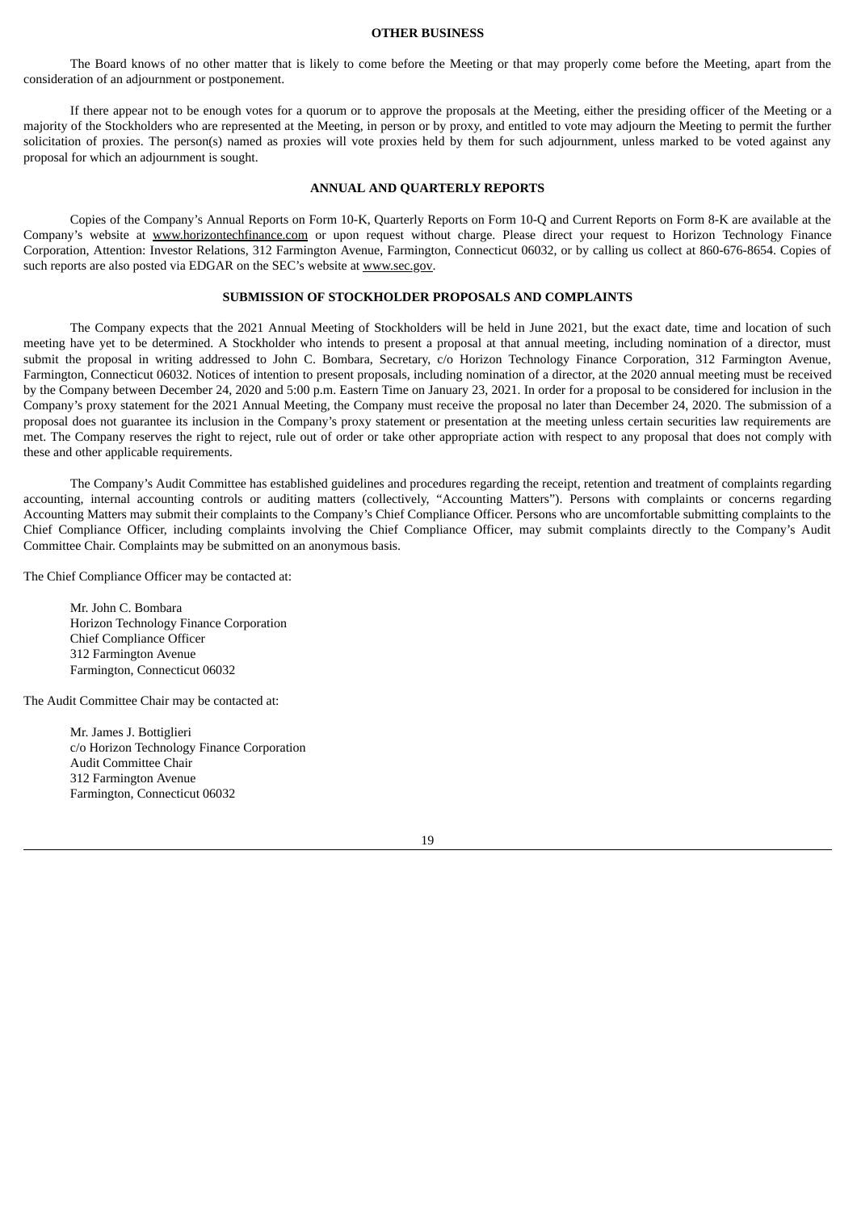## OTHER BUSINESS

The Board knows of no other matter that is likely to come before the Meeting or that may properly come before the Meeting, apart from the consideration of an adjournment or postponement.

If there appear not to be enough votes for a quorum or to approve the proposals at the Meeting, either the presiding officer of the Meeting or a majority of the Stockholders who are represented at the Meeting, in person or by proxy, and entitled to vote may adjourn the Meeting to permit the further solicitation of proxies. The person(s) named as proxies will vote proxies held by them for such adjournment, unless marked to be voted against any proposal for which an adjournment is sought.

## ANNUAL AND QUARTERLY REPORTS

Copies of the Company's Annual Reports on Form 10-K, Quarterly Reports on Form 10-Q and Current Reports on Form 8-K are available at the Company's website at www.horizontechfinance.com or upon request without charge. Please direct your request to Horizon Technology Finance Corporation, Attention: Investor Relations, 312 Farmington Avenue, Farmington, Connecticut 06032, or by calling us collect at 860-676-8654. Copies of such reports are also posted via EDGAR on the SEC's website at www.sec.gov.

## SUBMISSION OF STOCKHOLDER PROPOSALS AND COMPLAINTS

The Company expects that the 2021 Annual Meeting of Stockholders will be held in June 2021, but the exact date, time and location of such meeting have yet to be determined. A Stockholder who intends to present a proposal at that annual meeting, including nomination of a director, must submit the proposal in writing addressed to John C. Bombara, Secretary, c/o Horizon Technology Finance Corporation, 312 Farmington Avenue, Farmington, Connecticut 06032. Notices of intention to present proposals, including nomination of a director, at the 2020 annual meeting must be received by the Company between December 24, 2020 and 5:00 p.m. Eastern Time on January 23, 2021. In order for a proposal to be considered for inclusion in the Company's proxy statement for the 2021 Annual Meeting, the Company must receive the proposal no later than December 24, 2020. The submission of a proposal does not guarantee its inclusion in the Company's proxy statement or presentation at the meeting unless certain securities law requirements are met. The Company reserves the right to reject, rule out of order or take other appropriate action with respect to any proposal that does not comply with these and other applicable requirements.

The Company's Audit Committee has established guidelines and procedures regarding the receipt, retention and treatment of complaints regarding accounting, internal accounting controls or auditing matters (collectively, "Accounting Matters"). Persons with complaints or concerns regarding Accounting Matters may submit their complaints to the Company's Chief Compliance Officer. Persons who are uncomfortable submitting complaints to the Chief Compliance Officer, including complaints involving the Chief Compliance Officer, may submit complaints directly to the Company's Audit Committee Chair. Complaints may be submitted on an anonymous basis.

The Chief Compliance Officer may be contacted at:

Mr. John C. Bombara  
Horizon Technology Finance Corporation  
Chief Compliance Officer  
312 Farmington Avenue  
Farmington, Connecticut 06032

The Audit Committee Chair may be contacted at:

Mr. James J. Bottiglieri  
c/o Horizon Technology Finance Corporation  
Audit Committee Chair  
312 Farmington Avenue  
Farmington, Connecticut 06032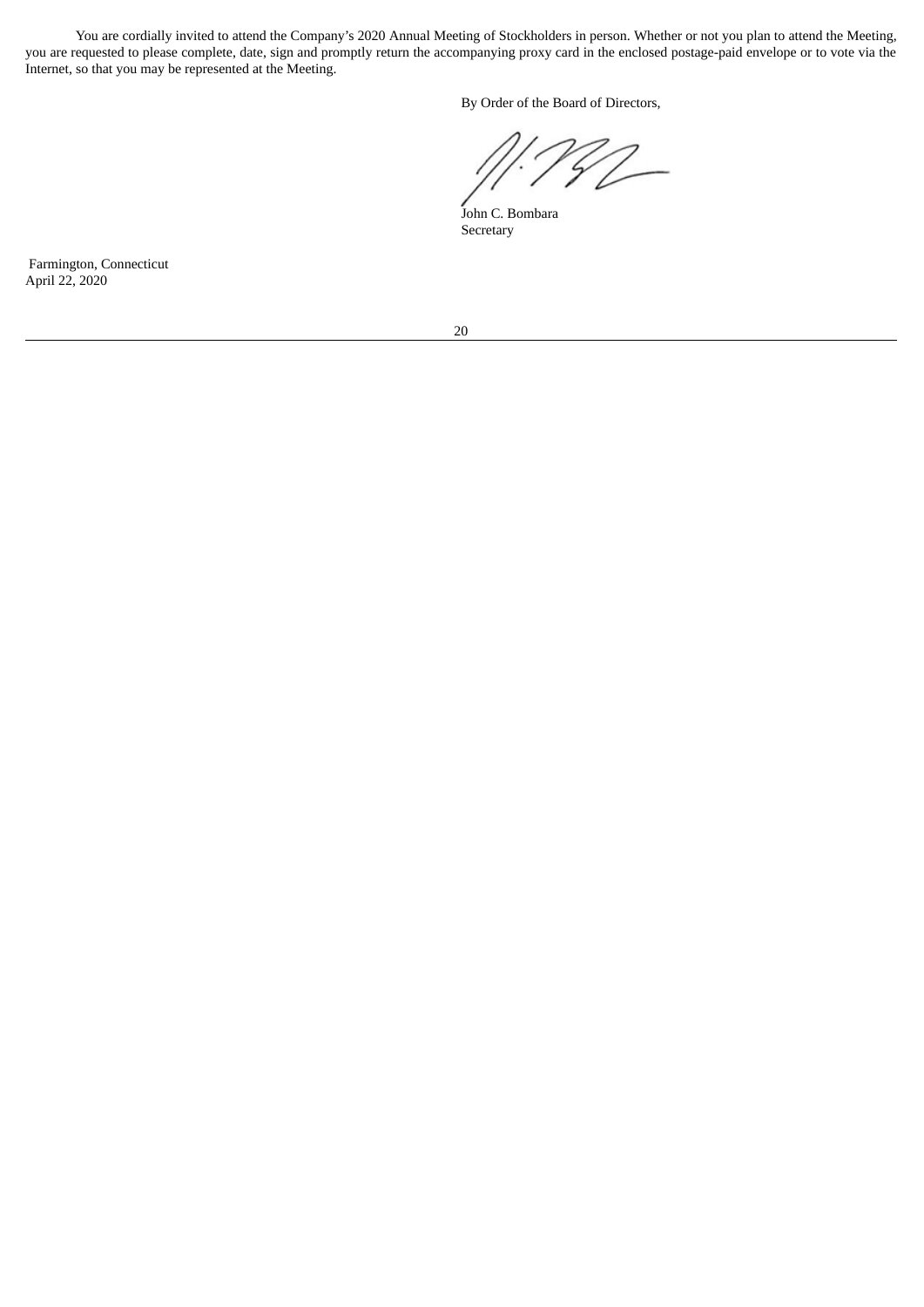You are cordially invited to attend the Company's 2020 Annual Meeting of Stockholders in person. Whether or not you plan to attend the Meeting, you are requested to please complete, date, sign and promptly return the accompanying proxy card in the enclosed postage-paid envelope or to vote via the Internet, so that you may be represented at the Meeting.

By Order of the Board of Directors,

John C. Bombara
Secretary

Farmington, Connecticut
April 22, 2020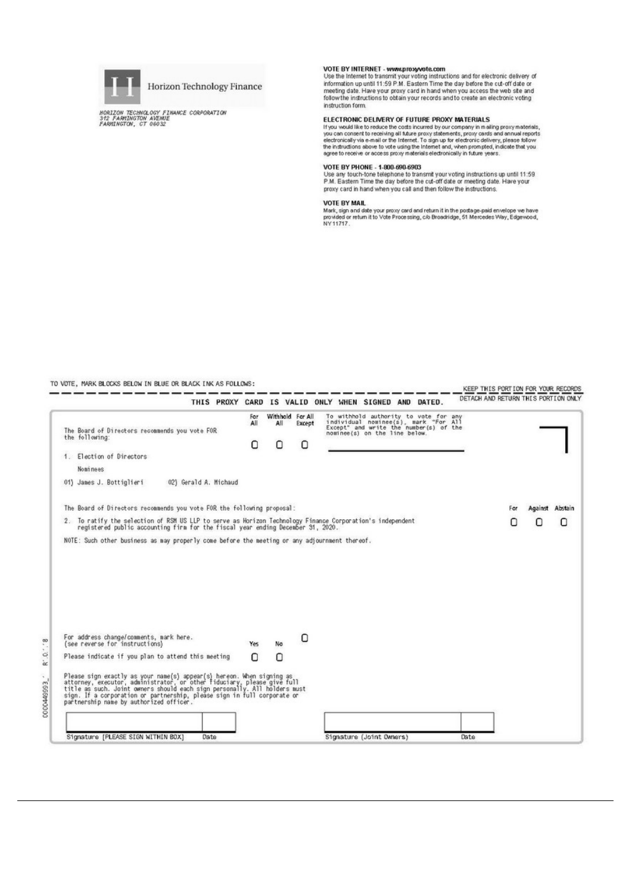Horizon Technology Finance

HORIZON TECHNOLOGY FINANCE CORPORATION
312 FARMINGTON AVENUE
FARMINGTON, CT 06032

**VOTE BY INTERNET - www.proxyvote.com**
Use the Internet to transmit your voting instructions and for electronic delivery of information up until 11:59 P.M. Eastern Time the day before the cut-off date or meeting date. Have your proxy card in hand when you access the web site and follow the instructions to obtain your records and to create an electronic voting instruction form.

**ELECTRONIC DELIVERY OF FUTURE PROXY MATERIALS**
If you would like to reduce the costs incurred by our company in mailing proxy materials, you can consent to receiving all future proxy statements, proxy cards and annual reports electronically via e-mail or the Internet. To sign up for electronic delivery, please follow the instructions above to vote using the Internet and, when prompted, indicate that you agree to receive or access proxy materials electronically in future years.

**VOTE BY PHONE - 1-800-690-6903**
Use any touch-tone telephone to transmit your voting instructions up until 11:59 P.M. Eastern Time the day before the cut-off date or meeting date. Have your proxy card in hand when you call and then follow the instructions.

**VOTE BY MAIL**
Mark, sign and date your proxy card and return it in the postage-paid envelope we have provided or return it to Vote Processing, c/o Broadridge, 51 Mercedes Way, Edgewood, NY 11717.

TO VOTE, MARK BLOCKS BELOW IN BLUE OR BLACK INK AS FOLLOWS:

KEEP THIS PORTION FOR YOUR RECORDS

THIS PROXY CARD IS VALID ONLY WHEN SIGNED AND DATED.

DETACH AND RETURN THIS PORTION ONLY

The Board of Directors recommends you vote FOR the following:

| For All | Withhold All | For All Except |
|---|---|---|
| ☐ | ☐ | ☐ |

To withhold authority to vote for any individual nominee(s), mark "For All Except" and write the number(s) of the nominee(s) on the line below.

\_\_\_\_\_\_\_\_\_\_\_\_\_\_\_\_\_\_\_\_\_\_\_\_\_\_\_\_\_\_

1. Election of Directors

Nominees

01) James J. Bottiglieri    02) Gerald A. Michaud

The Board of Directors recommends you vote FOR the following proposal:

| | For | Against | Abstain |
|---|---|---|---|
| 2. To ratify the selection of RSM US LLP to serve as Horizon Technology Finance Corporation's independent registered public accounting firm for the fiscal year ending December 31, 2020. | ☐ | ☐ | ☐ |

NOTE: Such other business as may properly come before the meeting or any adjournment thereof.

For address change/comments, mark here. ☐
(see reverse for instructions)

| | Yes | No |
|---|---|---|
| Please indicate if you plan to attend this meeting | ☐ | ☐ |

Please sign exactly as your name(s) appear(s) hereon. When signing as attorney, executor, administrator, or other fiduciary, please give full title as such. Joint owners should each sign personally. All holders must sign. If a corporation or partnership, please sign in full corporate or partnership name by authorized officer.

| Signature [PLEASE SIGN WITHIN BOX] | Date | Signature (Joint Owners) | Date |
|---|---|---|---|
| | | | |

0000449993\_ R.0.1.18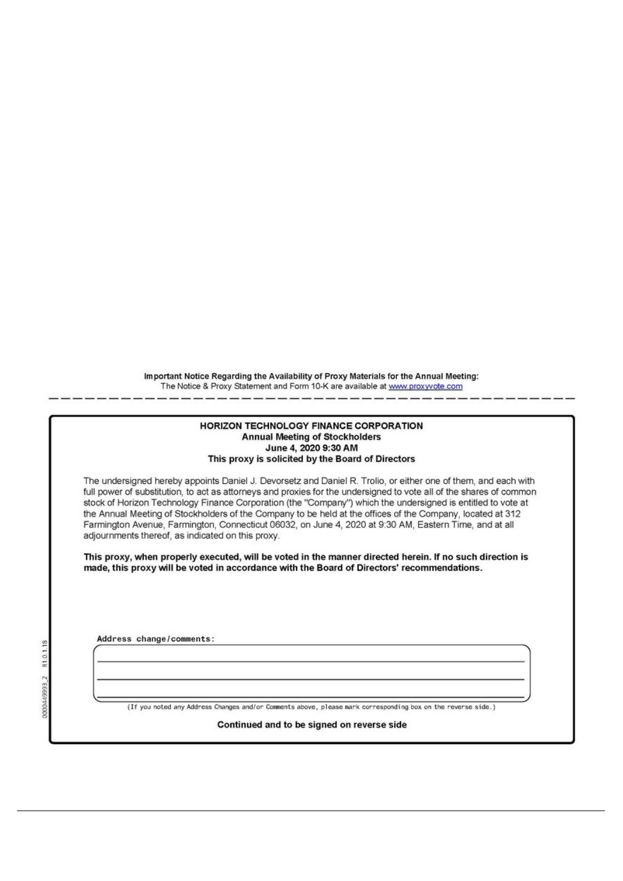**Important Notice Regarding the Availability of Proxy Materials for the Annual Meeting:**
The Notice & Proxy Statement and Form 10-K are available at www.proxyvote.com

---

**HORIZON TECHNOLOGY FINANCE CORPORATION**
**Annual Meeting of Stockholders**
**June 4, 2020 9:30 AM**
**This proxy is solicited by the Board of Directors**

The undersigned hereby appoints Daniel J. Devorsetz and Daniel R. Trolio, or either one of them, and each with full power of substitution, to act as attorneys and proxies for the undersigned to vote all of the shares of common stock of Horizon Technology Finance Corporation (the "Company") which the undersigned is entitled to vote at the Annual Meeting of Stockholders of the Company to be held at the offices of the Company, located at 312 Farmington Avenue, Farmington, Connecticut 06032, on June 4, 2020 at 9:30 AM, Eastern Time, and at all adjournments thereof, as indicated on this proxy.

**This proxy, when properly executed, will be voted in the manner directed herein. If no such direction is made, this proxy will be voted in accordance with the Board of Directors' recommendations.**

Address change/comments:

\_\_\_\_\_\_\_\_\_\_\_\_\_\_\_\_\_\_\_\_\_\_\_\_\_\_\_\_\_\_\_\_\_\_\_\_\_\_\_\_

\_\_\_\_\_\_\_\_\_\_\_\_\_\_\_\_\_\_\_\_\_\_\_\_\_\_\_\_\_\_\_\_\_\_\_\_\_\_\_\_

\_\_\_\_\_\_\_\_\_\_\_\_\_\_\_\_\_\_\_\_\_\_\_\_\_\_\_\_\_\_\_\_\_\_\_\_\_\_\_\_

(If you noted any Address Changes and/or Comments above, please mark corresponding box on the reverse side.)

**Continued and to be signed on reverse side**

0000449993_2 R1.0.1.18